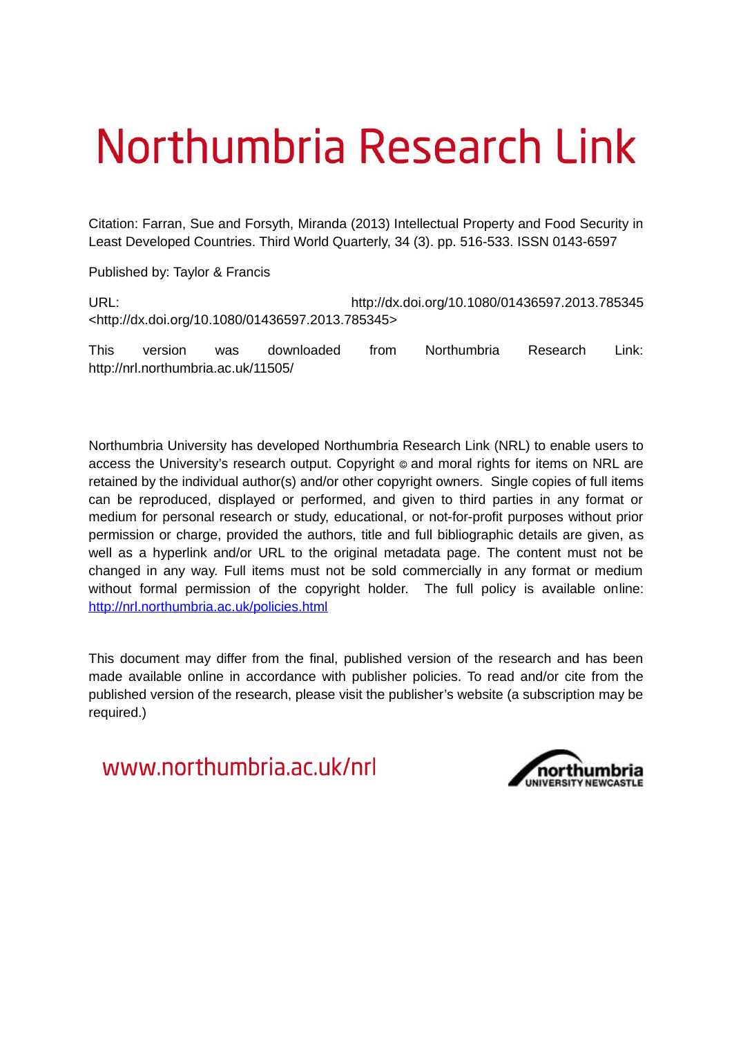# Northumbria Research Link

Citation: Farran, Sue and Forsyth, Miranda (2013) Intellectual Property and Food Security in Least Developed Countries. Third World Quarterly, 34 (3). pp. 516-533. ISSN 0143-6597

Published by: Taylor & Francis

URL: http://dx.doi.org/10.1080/01436597.2013.785345 <http://dx.doi.org/10.1080/01436597.2013.785345>

This version was downloaded from Northumbria Research Link: http://nrl.northumbria.ac.uk/11505/

Northumbria University has developed Northumbria Research Link (NRL) to enable users to access the University's research output. Copyright © and moral rights for items on NRL are retained by the individual author(s) and/or other copyright owners. Single copies of full items can be reproduced, displayed or performed, and given to third parties in any format or medium for personal research or study, educational, or not-for-profit purposes without prior permission or charge, provided the authors, title and full bibliographic details are given, as well as a hyperlink and/or URL to the original metadata page. The content must not be changed in any way. Full items must not be sold commercially in any format or medium without formal permission of the copyright holder. The full policy is available online: http://nrl.northumbria.ac.uk/policies.html

This document may differ from the final, published version of the research and has been made available online in accordance with publisher policies. To read and/or cite from the published version of the research, please visit the publisher's website (a subscription may be required.)

www.northumbria.ac.uk/nrl

northumbria UNIVERSITY NEWCASTLE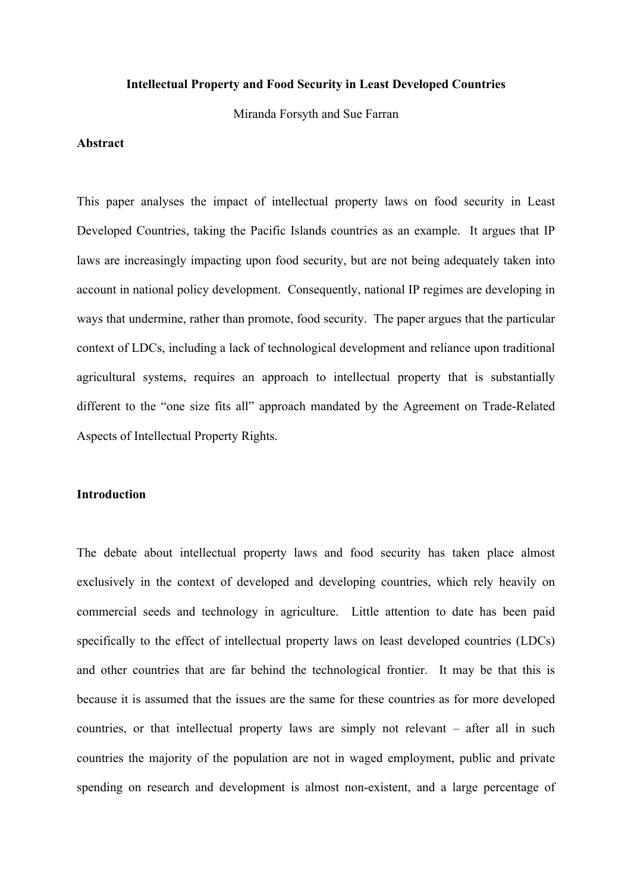**Intellectual Property and Food Security in Least Developed Countries**

Miranda Forsyth and Sue Farran

**Abstract**

This paper analyses the impact of intellectual property laws on food security in Least Developed Countries, taking the Pacific Islands countries as an example. It argues that IP laws are increasingly impacting upon food security, but are not being adequately taken into account in national policy development. Consequently, national IP regimes are developing in ways that undermine, rather than promote, food security. The paper argues that the particular context of LDCs, including a lack of technological development and reliance upon traditional agricultural systems, requires an approach to intellectual property that is substantially different to the "one size fits all" approach mandated by the Agreement on Trade-Related Aspects of Intellectual Property Rights.

**Introduction**

The debate about intellectual property laws and food security has taken place almost exclusively in the context of developed and developing countries, which rely heavily on commercial seeds and technology in agriculture. Little attention to date has been paid specifically to the effect of intellectual property laws on least developed countries (LDCs) and other countries that are far behind the technological frontier. It may be that this is because it is assumed that the issues are the same for these countries as for more developed countries, or that intellectual property laws are simply not relevant – after all in such countries the majority of the population are not in waged employment, public and private spending on research and development is almost non-existent, and a large percentage of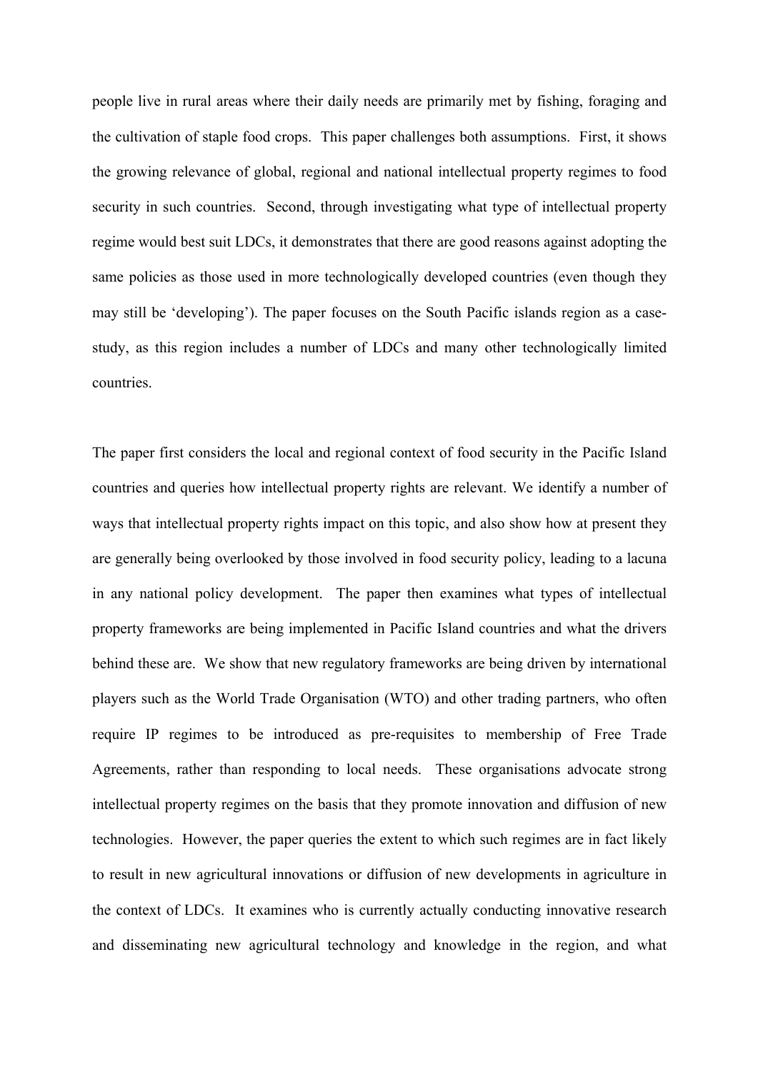people live in rural areas where their daily needs are primarily met by fishing, foraging and the cultivation of staple food crops. This paper challenges both assumptions. First, it shows the growing relevance of global, regional and national intellectual property regimes to food security in such countries. Second, through investigating what type of intellectual property regime would best suit LDCs, it demonstrates that there are good reasons against adopting the same policies as those used in more technologically developed countries (even though they may still be 'developing'). The paper focuses on the South Pacific islands region as a case-study, as this region includes a number of LDCs and many other technologically limited countries.

The paper first considers the local and regional context of food security in the Pacific Island countries and queries how intellectual property rights are relevant. We identify a number of ways that intellectual property rights impact on this topic, and also show how at present they are generally being overlooked by those involved in food security policy, leading to a lacuna in any national policy development. The paper then examines what types of intellectual property frameworks are being implemented in Pacific Island countries and what the drivers behind these are. We show that new regulatory frameworks are being driven by international players such as the World Trade Organisation (WTO) and other trading partners, who often require IP regimes to be introduced as pre-requisites to membership of Free Trade Agreements, rather than responding to local needs. These organisations advocate strong intellectual property regimes on the basis that they promote innovation and diffusion of new technologies. However, the paper queries the extent to which such regimes are in fact likely to result in new agricultural innovations or diffusion of new developments in agriculture in the context of LDCs. It examines who is currently actually conducting innovative research and disseminating new agricultural technology and knowledge in the region, and what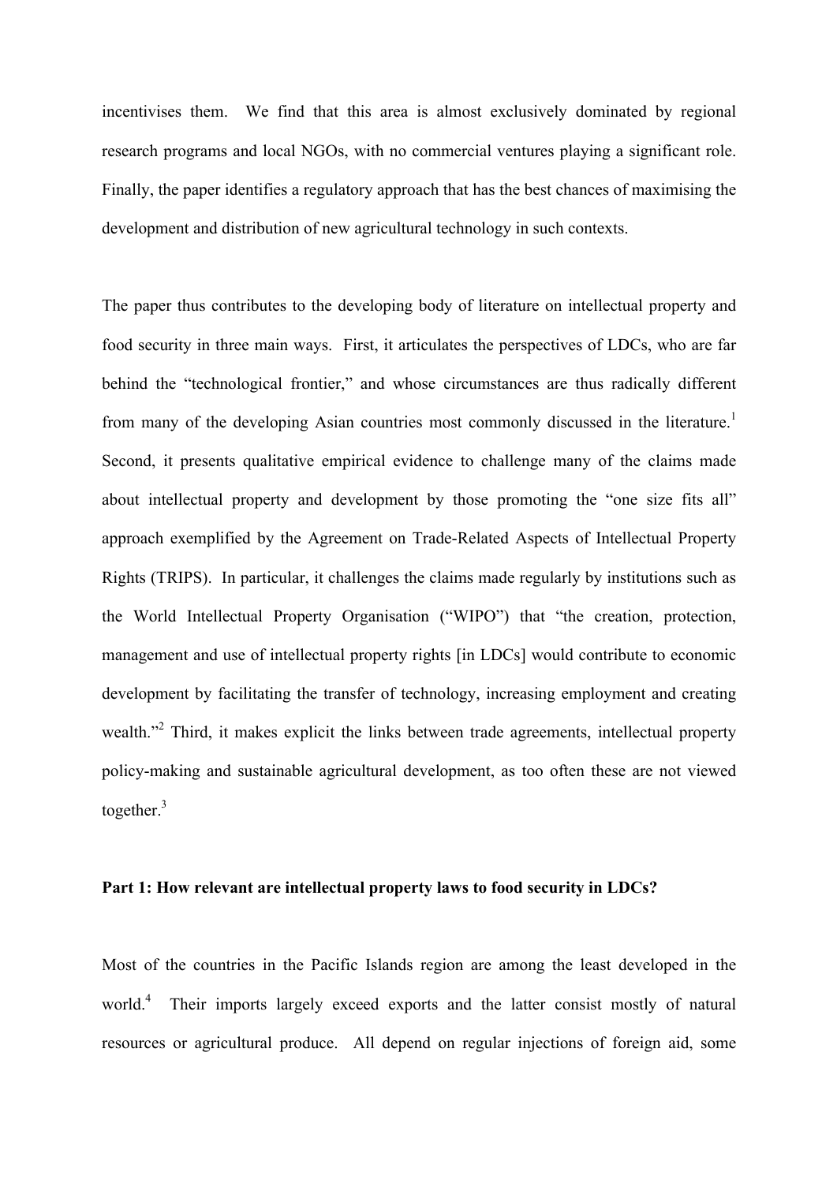incentivises them. We find that this area is almost exclusively dominated by regional research programs and local NGOs, with no commercial ventures playing a significant role. Finally, the paper identifies a regulatory approach that has the best chances of maximising the development and distribution of new agricultural technology in such contexts.

The paper thus contributes to the developing body of literature on intellectual property and food security in three main ways. First, it articulates the perspectives of LDCs, who are far behind the "technological frontier," and whose circumstances are thus radically different from many of the developing Asian countries most commonly discussed in the literature.[1] Second, it presents qualitative empirical evidence to challenge many of the claims made about intellectual property and development by those promoting the "one size fits all" approach exemplified by the Agreement on Trade-Related Aspects of Intellectual Property Rights (TRIPS). In particular, it challenges the claims made regularly by institutions such as the World Intellectual Property Organisation ("WIPO") that "the creation, protection, management and use of intellectual property rights [in LDCs] would contribute to economic development by facilitating the transfer of technology, increasing employment and creating wealth."[2] Third, it makes explicit the links between trade agreements, intellectual property policy-making and sustainable agricultural development, as too often these are not viewed together.[3]

**Part 1: How relevant are intellectual property laws to food security in LDCs?**

Most of the countries in the Pacific Islands region are among the least developed in the world.[4] Their imports largely exceed exports and the latter consist mostly of natural resources or agricultural produce. All depend on regular injections of foreign aid, some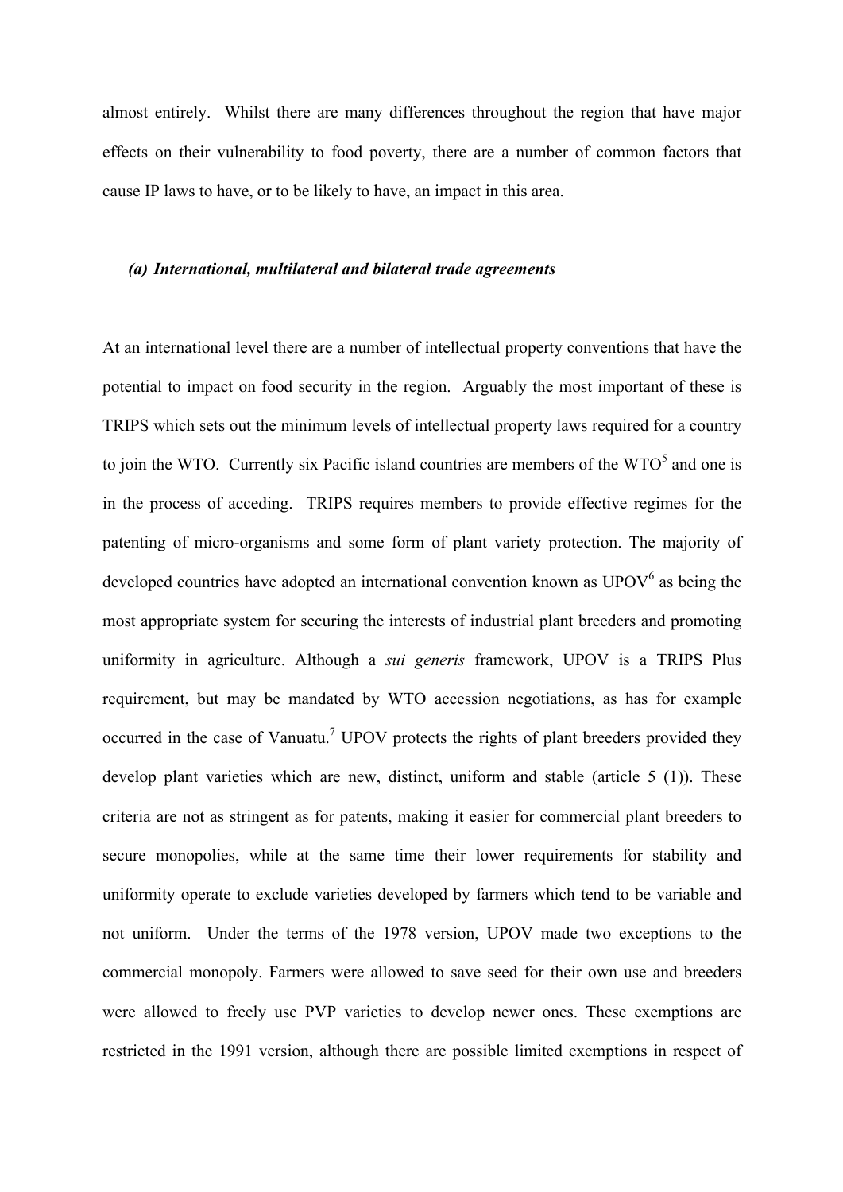almost entirely. Whilst there are many differences throughout the region that have major effects on their vulnerability to food poverty, there are a number of common factors that cause IP laws to have, or to be likely to have, an impact in this area.

### *(a) International, multilateral and bilateral trade agreements*

At an international level there are a number of intellectual property conventions that have the potential to impact on food security in the region. Arguably the most important of these is TRIPS which sets out the minimum levels of intellectual property laws required for a country to join the WTO. Currently six Pacific island countries are members of the WTO[5] and one is in the process of acceding. TRIPS requires members to provide effective regimes for the patenting of micro-organisms and some form of plant variety protection. The majority of developed countries have adopted an international convention known as UPOV[6] as being the most appropriate system for securing the interests of industrial plant breeders and promoting uniformity in agriculture. Although a *sui generis* framework, UPOV is a TRIPS Plus requirement, but may be mandated by WTO accession negotiations, as has for example occurred in the case of Vanuatu.[7] UPOV protects the rights of plant breeders provided they develop plant varieties which are new, distinct, uniform and stable (article 5 (1)). These criteria are not as stringent as for patents, making it easier for commercial plant breeders to secure monopolies, while at the same time their lower requirements for stability and uniformity operate to exclude varieties developed by farmers which tend to be variable and not uniform. Under the terms of the 1978 version, UPOV made two exceptions to the commercial monopoly. Farmers were allowed to save seed for their own use and breeders were allowed to freely use PVP varieties to develop newer ones. These exemptions are restricted in the 1991 version, although there are possible limited exemptions in respect of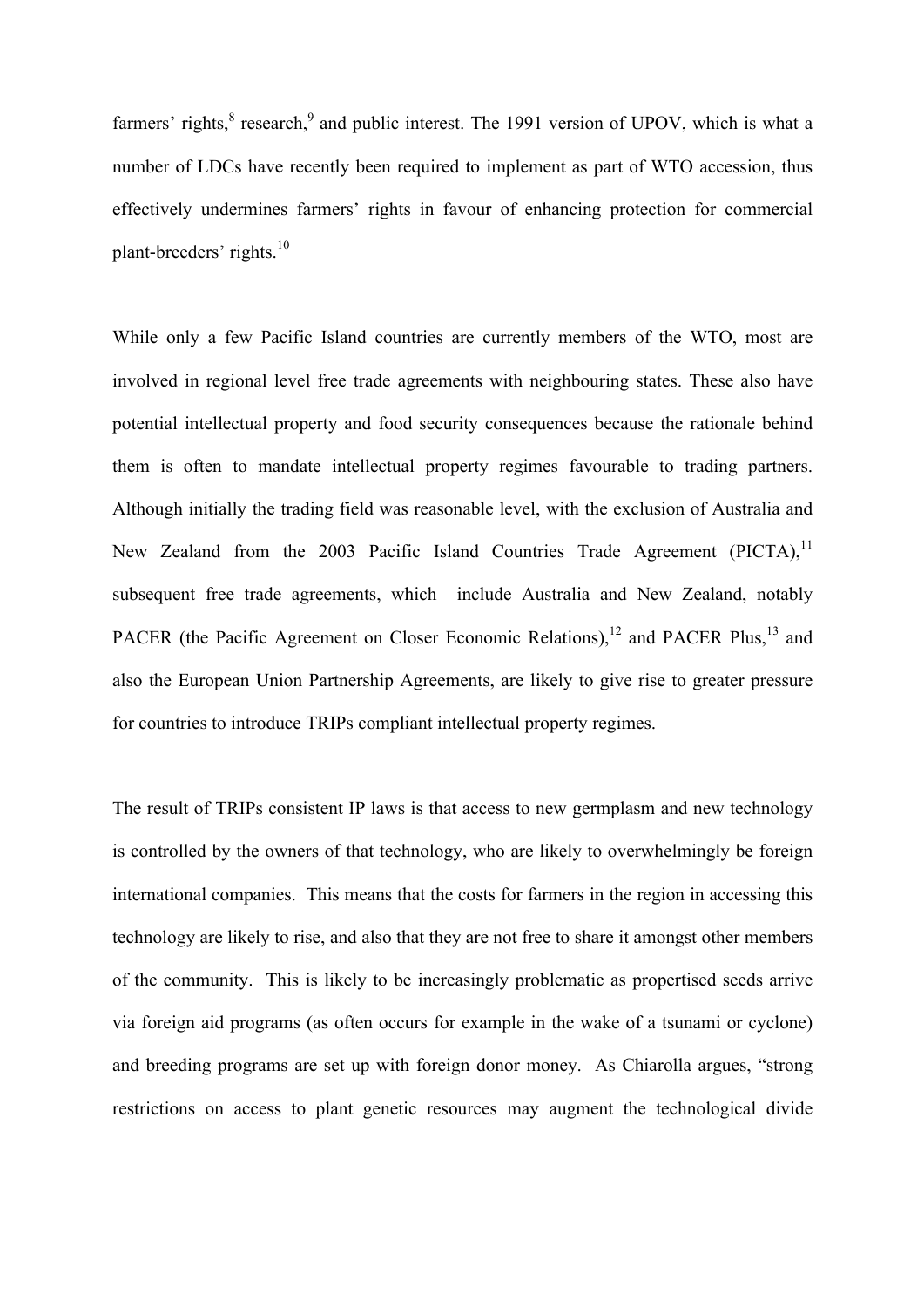farmers' rights,[8] research,[9] and public interest. The 1991 version of UPOV, which is what a number of LDCs have recently been required to implement as part of WTO accession, thus effectively undermines farmers' rights in favour of enhancing protection for commercial plant-breeders' rights.[10]

While only a few Pacific Island countries are currently members of the WTO, most are involved in regional level free trade agreements with neighbouring states. These also have potential intellectual property and food security consequences because the rationale behind them is often to mandate intellectual property regimes favourable to trading partners. Although initially the trading field was reasonable level, with the exclusion of Australia and New Zealand from the 2003 Pacific Island Countries Trade Agreement (PICTA),[11] subsequent free trade agreements, which include Australia and New Zealand, notably PACER (the Pacific Agreement on Closer Economic Relations),[12] and PACER Plus,[13] and also the European Union Partnership Agreements, are likely to give rise to greater pressure for countries to introduce TRIPs compliant intellectual property regimes.

The result of TRIPs consistent IP laws is that access to new germplasm and new technology is controlled by the owners of that technology, who are likely to overwhelmingly be foreign international companies. This means that the costs for farmers in the region in accessing this technology are likely to rise, and also that they are not free to share it amongst other members of the community. This is likely to be increasingly problematic as propertised seeds arrive via foreign aid programs (as often occurs for example in the wake of a tsunami or cyclone) and breeding programs are set up with foreign donor money. As Chiarolla argues, "strong restrictions on access to plant genetic resources may augment the technological divide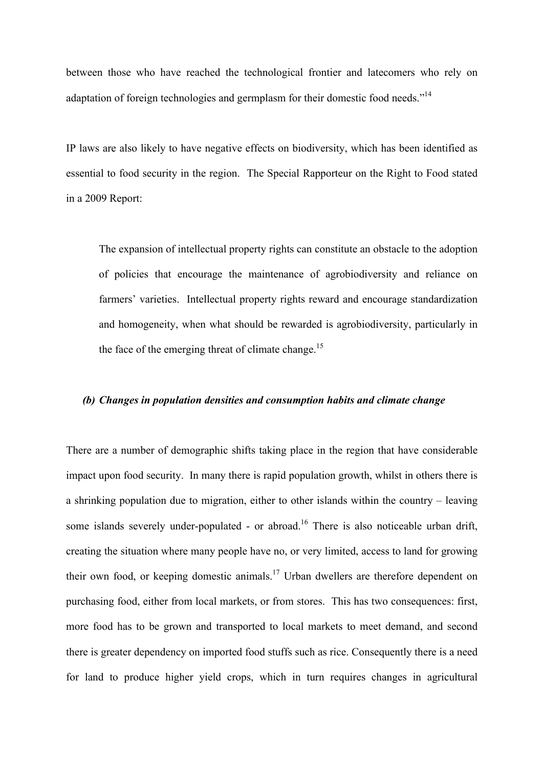between those who have reached the technological frontier and latecomers who rely on adaptation of foreign technologies and germplasm for their domestic food needs."[14]

IP laws are also likely to have negative effects on biodiversity, which has been identified as essential to food security in the region. The Special Rapporteur on the Right to Food stated in a 2009 Report:

> The expansion of intellectual property rights can constitute an obstacle to the adoption of policies that encourage the maintenance of agrobiodiversity and reliance on farmers' varieties. Intellectual property rights reward and encourage standardization and homogeneity, when what should be rewarded is agrobiodiversity, particularly in the face of the emerging threat of climate change.[15]

***(b) Changes in population densities and consumption habits and climate change***

There are a number of demographic shifts taking place in the region that have considerable impact upon food security. In many there is rapid population growth, whilst in others there is a shrinking population due to migration, either to other islands within the country – leaving some islands severely under-populated - or abroad.[16] There is also noticeable urban drift, creating the situation where many people have no, or very limited, access to land for growing their own food, or keeping domestic animals.[17] Urban dwellers are therefore dependent on purchasing food, either from local markets, or from stores. This has two consequences: first, more food has to be grown and transported to local markets to meet demand, and second there is greater dependency on imported food stuffs such as rice. Consequently there is a need for land to produce higher yield crops, which in turn requires changes in agricultural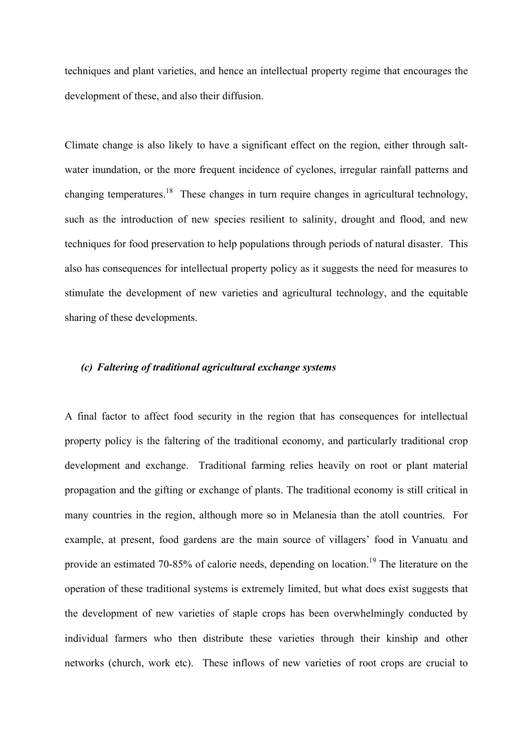techniques and plant varieties, and hence an intellectual property regime that encourages the development of these, and also their diffusion.

Climate change is also likely to have a significant effect on the region, either through salt-water inundation, or the more frequent incidence of cyclones, irregular rainfall patterns and changing temperatures.[18] These changes in turn require changes in agricultural technology, such as the introduction of new species resilient to salinity, drought and flood, and new techniques for food preservation to help populations through periods of natural disaster. This also has consequences for intellectual property policy as it suggests the need for measures to stimulate the development of new varieties and agricultural technology, and the equitable sharing of these developments.

### *(c) Faltering of traditional agricultural exchange systems*

A final factor to affect food security in the region that has consequences for intellectual property policy is the faltering of the traditional economy, and particularly traditional crop development and exchange. Traditional farming relies heavily on root or plant material propagation and the gifting or exchange of plants. The traditional economy is still critical in many countries in the region, although more so in Melanesia than the atoll countries. For example, at present, food gardens are the main source of villagers' food in Vanuatu and provide an estimated 70-85% of calorie needs, depending on location.[19] The literature on the operation of these traditional systems is extremely limited, but what does exist suggests that the development of new varieties of staple crops has been overwhelmingly conducted by individual farmers who then distribute these varieties through their kinship and other networks (church, work etc). These inflows of new varieties of root crops are crucial to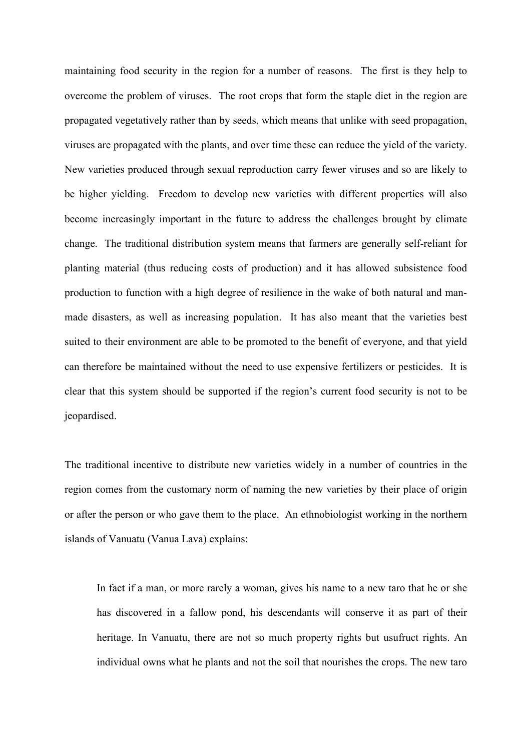maintaining food security in the region for a number of reasons. The first is they help to overcome the problem of viruses. The root crops that form the staple diet in the region are propagated vegetatively rather than by seeds, which means that unlike with seed propagation, viruses are propagated with the plants, and over time these can reduce the yield of the variety. New varieties produced through sexual reproduction carry fewer viruses and so are likely to be higher yielding. Freedom to develop new varieties with different properties will also become increasingly important in the future to address the challenges brought by climate change. The traditional distribution system means that farmers are generally self-reliant for planting material (thus reducing costs of production) and it has allowed subsistence food production to function with a high degree of resilience in the wake of both natural and man-made disasters, as well as increasing population. It has also meant that the varieties best suited to their environment are able to be promoted to the benefit of everyone, and that yield can therefore be maintained without the need to use expensive fertilizers or pesticides. It is clear that this system should be supported if the region's current food security is not to be jeopardised.

The traditional incentive to distribute new varieties widely in a number of countries in the region comes from the customary norm of naming the new varieties by their place of origin or after the person or who gave them to the place. An ethnobiologist working in the northern islands of Vanuatu (Vanua Lava) explains:

> In fact if a man, or more rarely a woman, gives his name to a new taro that he or she has discovered in a fallow pond, his descendants will conserve it as part of their heritage. In Vanuatu, there are not so much property rights but usufruct rights. An individual owns what he plants and not the soil that nourishes the crops. The new taro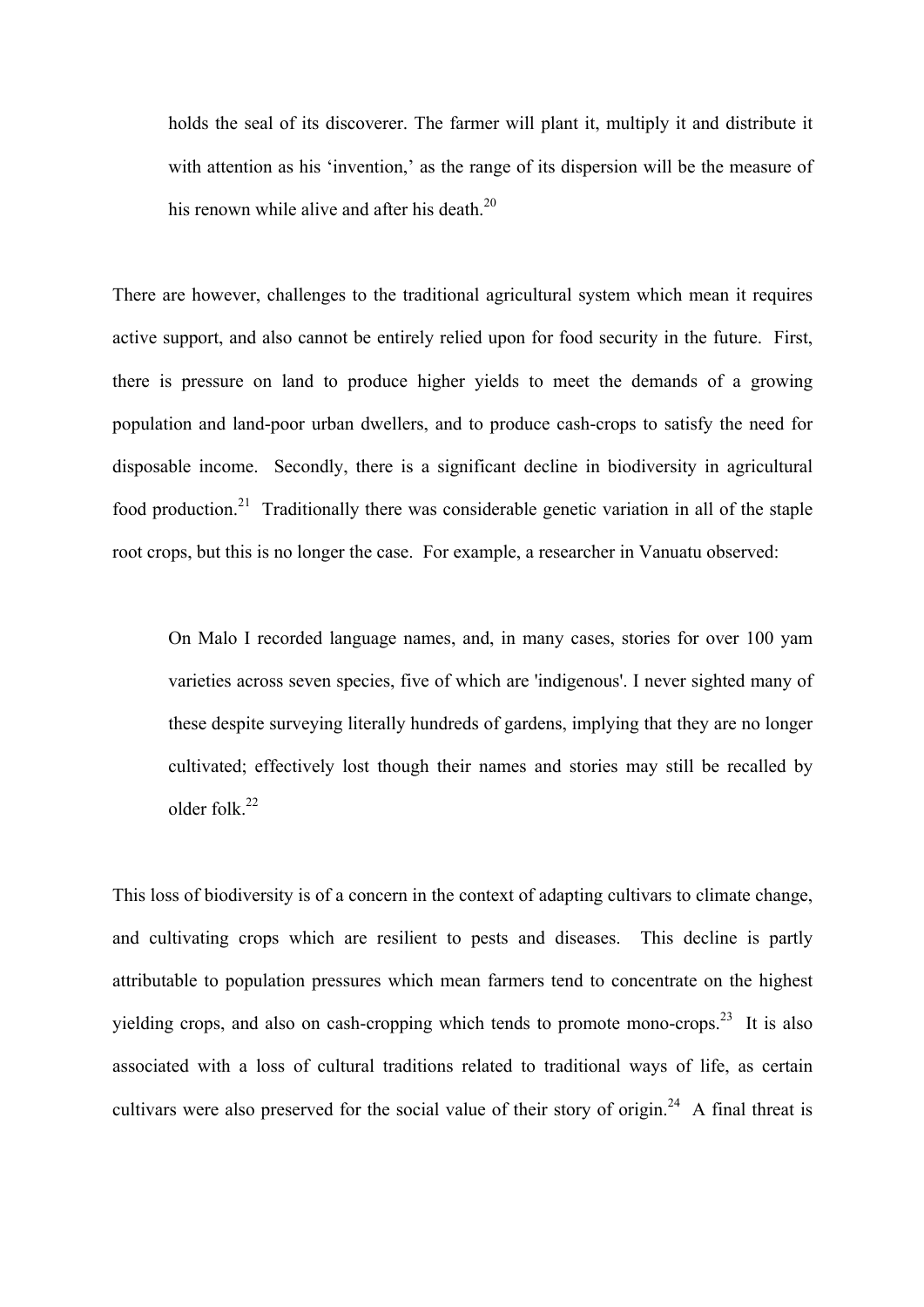> holds the seal of its discoverer. The farmer will plant it, multiply it and distribute it with attention as his 'invention,' as the range of its dispersion will be the measure of his renown while alive and after his death.[20]

There are however, challenges to the traditional agricultural system which mean it requires active support, and also cannot be entirely relied upon for food security in the future. First, there is pressure on land to produce higher yields to meet the demands of a growing population and land-poor urban dwellers, and to produce cash-crops to satisfy the need for disposable income. Secondly, there is a significant decline in biodiversity in agricultural food production.[21] Traditionally there was considerable genetic variation in all of the staple root crops, but this is no longer the case. For example, a researcher in Vanuatu observed:

> On Malo I recorded language names, and, in many cases, stories for over 100 yam varieties across seven species, five of which are 'indigenous'. I never sighted many of these despite surveying literally hundreds of gardens, implying that they are no longer cultivated; effectively lost though their names and stories may still be recalled by older folk.[22]

This loss of biodiversity is of a concern in the context of adapting cultivars to climate change, and cultivating crops which are resilient to pests and diseases. This decline is partly attributable to population pressures which mean farmers tend to concentrate on the highest yielding crops, and also on cash-cropping which tends to promote mono-crops.[23] It is also associated with a loss of cultural traditions related to traditional ways of life, as certain cultivars were also preserved for the social value of their story of origin.[24] A final threat is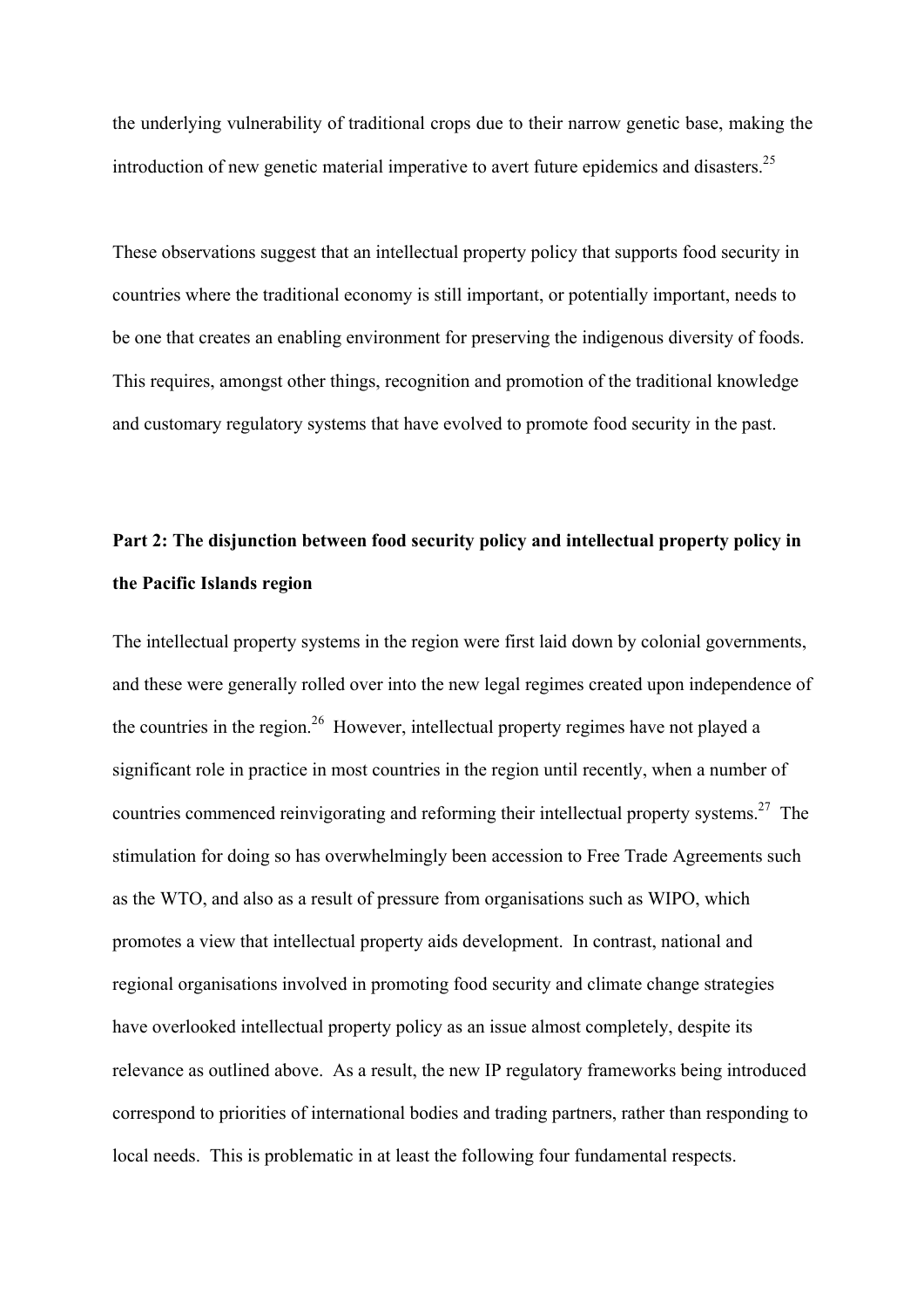the underlying vulnerability of traditional crops due to their narrow genetic base, making the introduction of new genetic material imperative to avert future epidemics and disasters.[25]

These observations suggest that an intellectual property policy that supports food security in countries where the traditional economy is still important, or potentially important, needs to be one that creates an enabling environment for preserving the indigenous diversity of foods. This requires, amongst other things, recognition and promotion of the traditional knowledge and customary regulatory systems that have evolved to promote food security in the past.

## Part 2: The disjunction between food security policy and intellectual property policy in the Pacific Islands region

The intellectual property systems in the region were first laid down by colonial governments, and these were generally rolled over into the new legal regimes created upon independence of the countries in the region.[26] However, intellectual property regimes have not played a significant role in practice in most countries in the region until recently, when a number of countries commenced reinvigorating and reforming their intellectual property systems.[27] The stimulation for doing so has overwhelmingly been accession to Free Trade Agreements such as the WTO, and also as a result of pressure from organisations such as WIPO, which promotes a view that intellectual property aids development. In contrast, national and regional organisations involved in promoting food security and climate change strategies have overlooked intellectual property policy as an issue almost completely, despite its relevance as outlined above. As a result, the new IP regulatory frameworks being introduced correspond to priorities of international bodies and trading partners, rather than responding to local needs. This is problematic in at least the following four fundamental respects.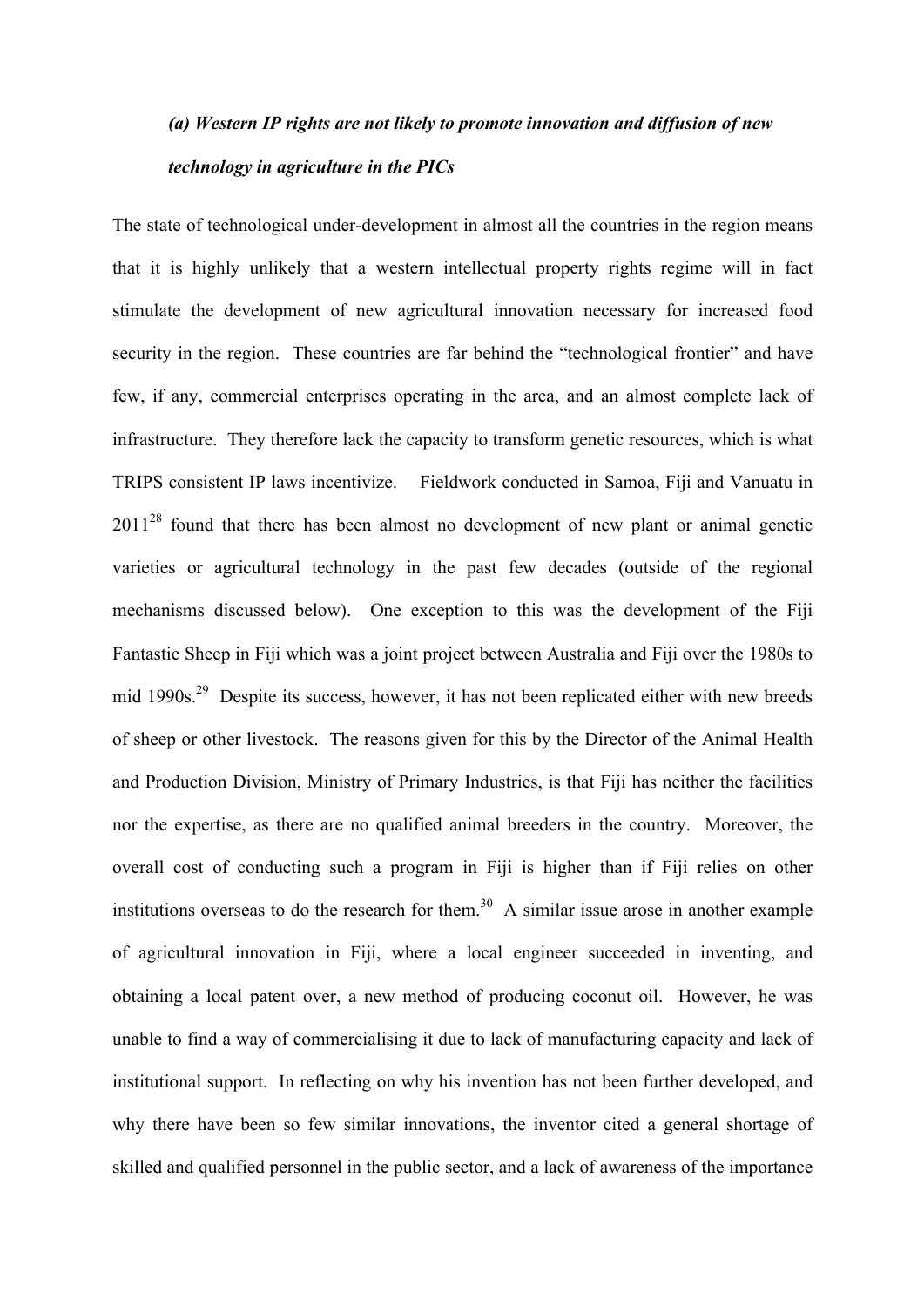*(a) Western IP rights are not likely to promote innovation and diffusion of new technology in agriculture in the PICs*

The state of technological under-development in almost all the countries in the region means that it is highly unlikely that a western intellectual property rights regime will in fact stimulate the development of new agricultural innovation necessary for increased food security in the region. These countries are far behind the "technological frontier" and have few, if any, commercial enterprises operating in the area, and an almost complete lack of infrastructure. They therefore lack the capacity to transform genetic resources, which is what TRIPS consistent IP laws incentivize. Fieldwork conducted in Samoa, Fiji and Vanuatu in 2011[28] found that there has been almost no development of new plant or animal genetic varieties or agricultural technology in the past few decades (outside of the regional mechanisms discussed below). One exception to this was the development of the Fiji Fantastic Sheep in Fiji which was a joint project between Australia and Fiji over the 1980s to mid 1990s.[29] Despite its success, however, it has not been replicated either with new breeds of sheep or other livestock. The reasons given for this by the Director of the Animal Health and Production Division, Ministry of Primary Industries, is that Fiji has neither the facilities nor the expertise, as there are no qualified animal breeders in the country. Moreover, the overall cost of conducting such a program in Fiji is higher than if Fiji relies on other institutions overseas to do the research for them.[30] A similar issue arose in another example of agricultural innovation in Fiji, where a local engineer succeeded in inventing, and obtaining a local patent over, a new method of producing coconut oil. However, he was unable to find a way of commercialising it due to lack of manufacturing capacity and lack of institutional support. In reflecting on why his invention has not been further developed, and why there have been so few similar innovations, the inventor cited a general shortage of skilled and qualified personnel in the public sector, and a lack of awareness of the importance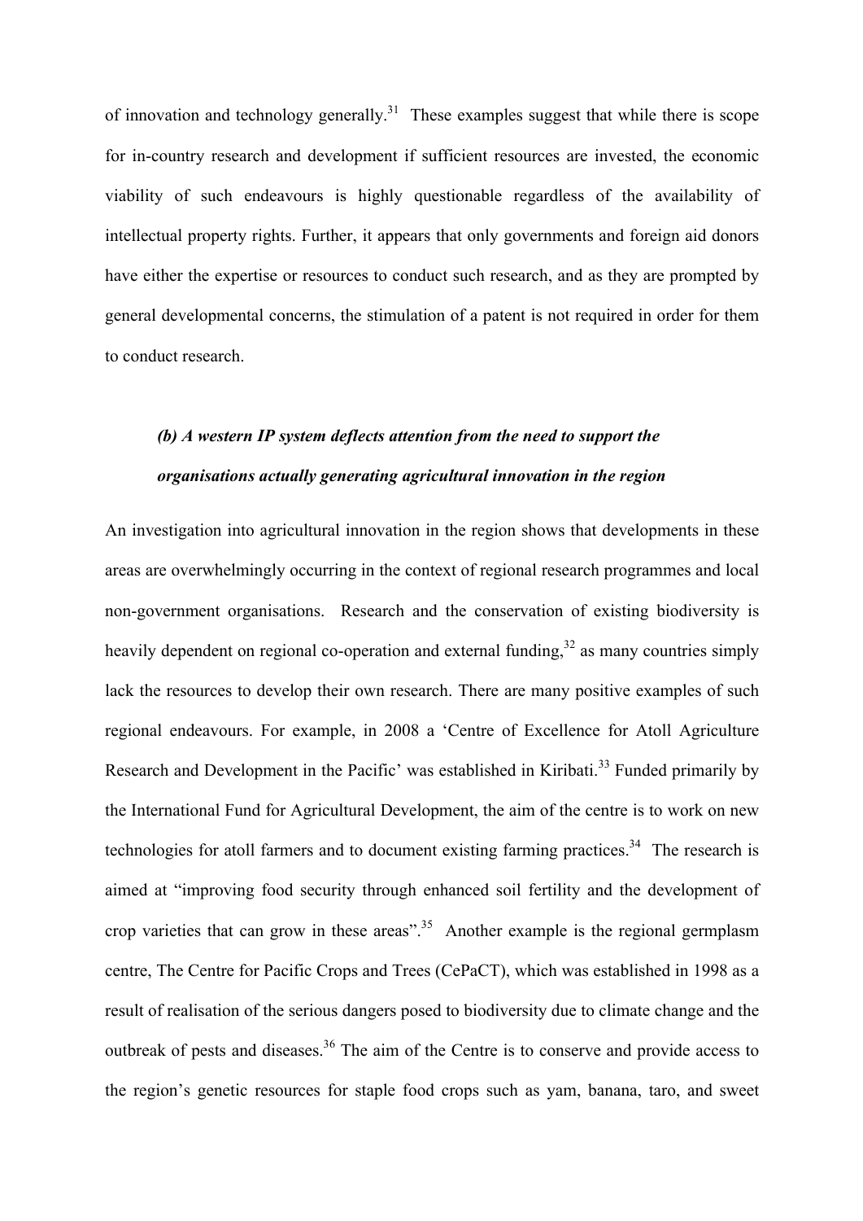of innovation and technology generally.[31] These examples suggest that while there is scope for in-country research and development if sufficient resources are invested, the economic viability of such endeavours is highly questionable regardless of the availability of intellectual property rights. Further, it appears that only governments and foreign aid donors have either the expertise or resources to conduct such research, and as they are prompted by general developmental concerns, the stimulation of a patent is not required in order for them to conduct research.

### *(b) A western IP system deflects attention from the need to support the organisations actually generating agricultural innovation in the region*

An investigation into agricultural innovation in the region shows that developments in these areas are overwhelmingly occurring in the context of regional research programmes and local non-government organisations. Research and the conservation of existing biodiversity is heavily dependent on regional co-operation and external funding,[32] as many countries simply lack the resources to develop their own research. There are many positive examples of such regional endeavours. For example, in 2008 a 'Centre of Excellence for Atoll Agriculture Research and Development in the Pacific' was established in Kiribati.[33] Funded primarily by the International Fund for Agricultural Development, the aim of the centre is to work on new technologies for atoll farmers and to document existing farming practices.[34] The research is aimed at "improving food security through enhanced soil fertility and the development of crop varieties that can grow in these areas".[35] Another example is the regional germplasm centre, The Centre for Pacific Crops and Trees (CePaCT), which was established in 1998 as a result of realisation of the serious dangers posed to biodiversity due to climate change and the outbreak of pests and diseases.[36] The aim of the Centre is to conserve and provide access to the region's genetic resources for staple food crops such as yam, banana, taro, and sweet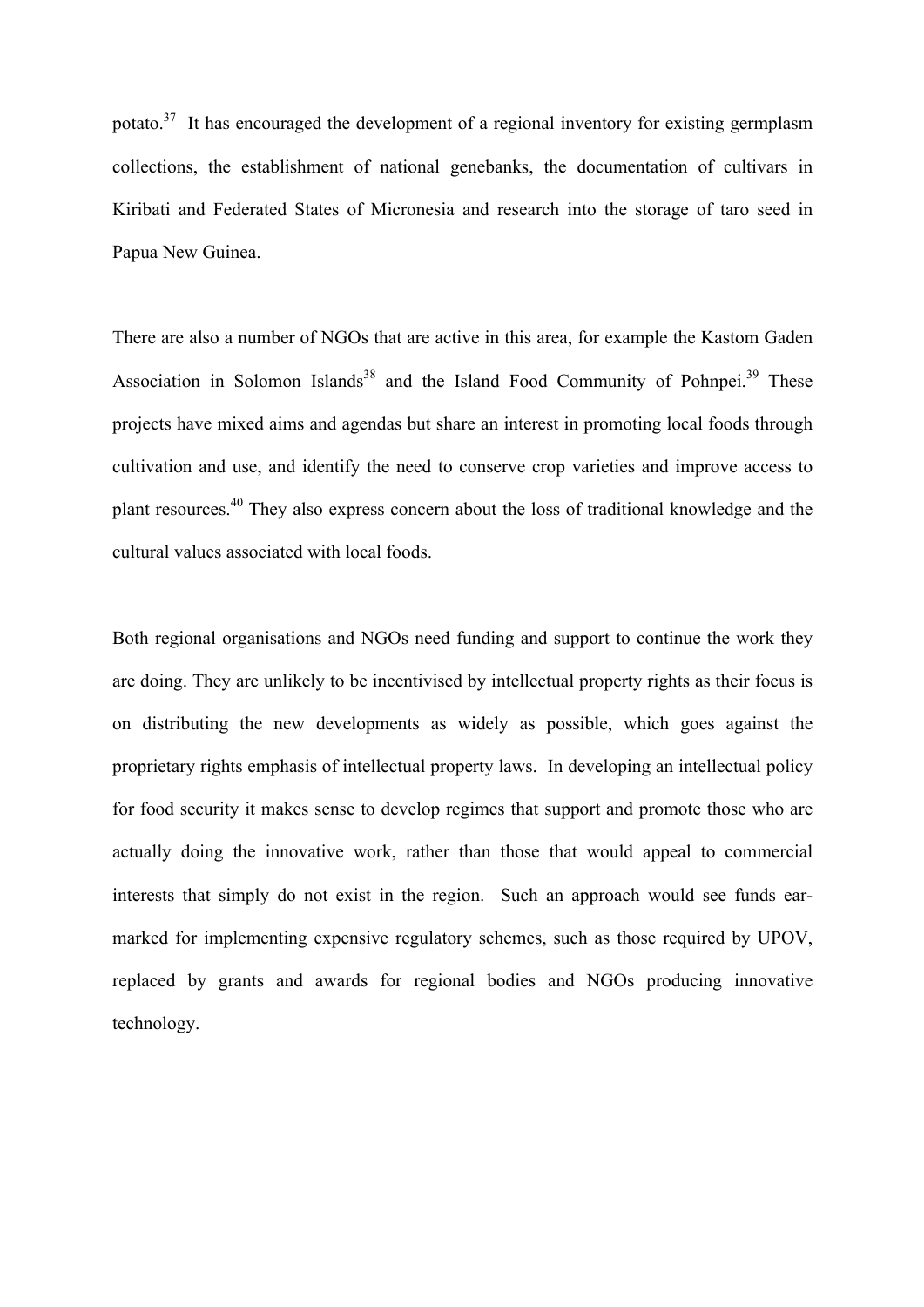potato.[37] It has encouraged the development of a regional inventory for existing germplasm collections, the establishment of national genebanks, the documentation of cultivars in Kiribati and Federated States of Micronesia and research into the storage of taro seed in Papua New Guinea.

There are also a number of NGOs that are active in this area, for example the Kastom Gaden Association in Solomon Islands[38] and the Island Food Community of Pohnpei.[39] These projects have mixed aims and agendas but share an interest in promoting local foods through cultivation and use, and identify the need to conserve crop varieties and improve access to plant resources.[40] They also express concern about the loss of traditional knowledge and the cultural values associated with local foods.

Both regional organisations and NGOs need funding and support to continue the work they are doing. They are unlikely to be incentivised by intellectual property rights as their focus is on distributing the new developments as widely as possible, which goes against the proprietary rights emphasis of intellectual property laws. In developing an intellectual policy for food security it makes sense to develop regimes that support and promote those who are actually doing the innovative work, rather than those that would appeal to commercial interests that simply do not exist in the region. Such an approach would see funds ear-marked for implementing expensive regulatory schemes, such as those required by UPOV, replaced by grants and awards for regional bodies and NGOs producing innovative technology.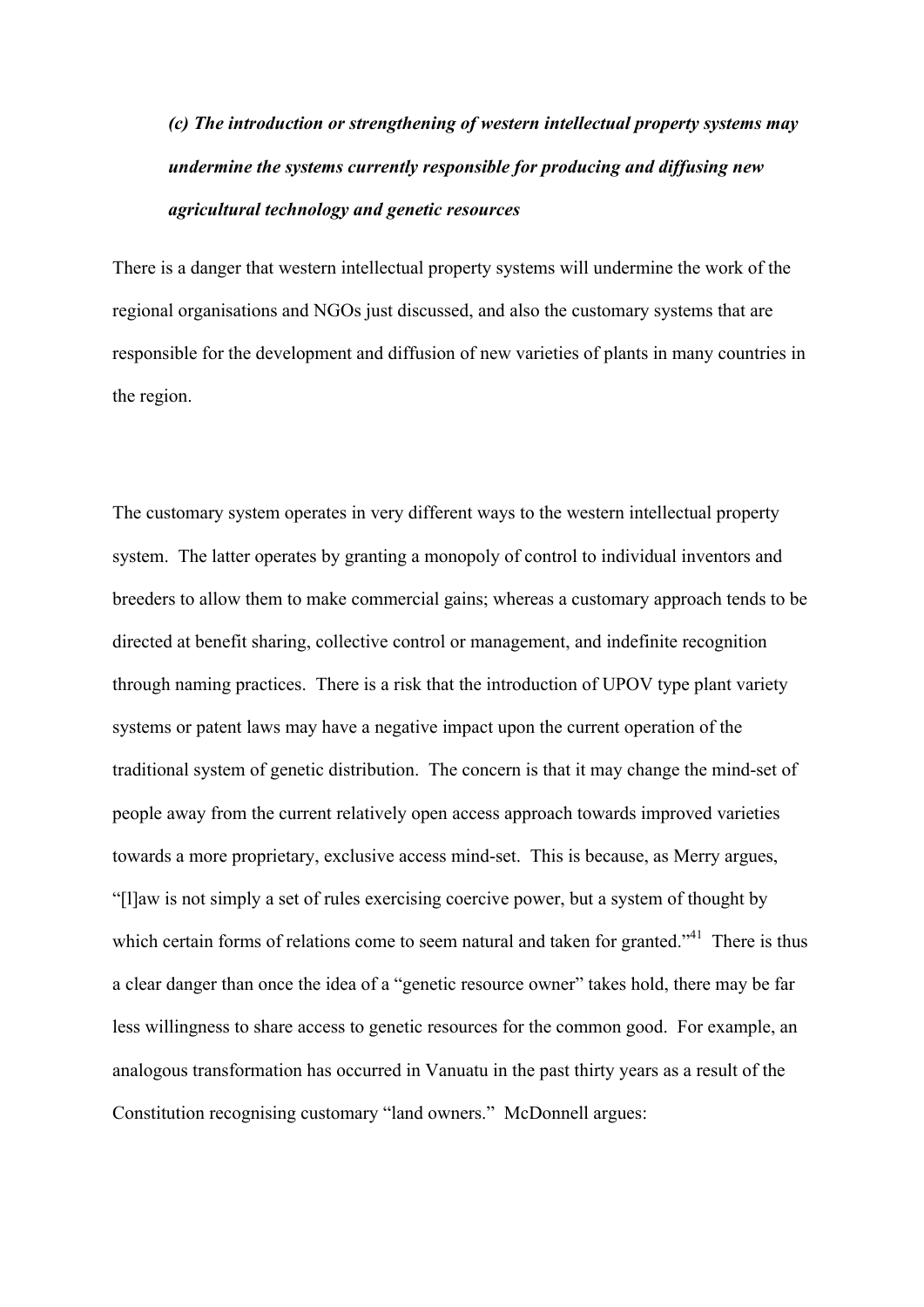### *(c) The introduction or strengthening of western intellectual property systems may undermine the systems currently responsible for producing and diffusing new agricultural technology and genetic resources*

There is a danger that western intellectual property systems will undermine the work of the regional organisations and NGOs just discussed, and also the customary systems that are responsible for the development and diffusion of new varieties of plants in many countries in the region.

The customary system operates in very different ways to the western intellectual property system. The latter operates by granting a monopoly of control to individual inventors and breeders to allow them to make commercial gains; whereas a customary approach tends to be directed at benefit sharing, collective control or management, and indefinite recognition through naming practices. There is a risk that the introduction of UPOV type plant variety systems or patent laws may have a negative impact upon the current operation of the traditional system of genetic distribution. The concern is that it may change the mind-set of people away from the current relatively open access approach towards improved varieties towards a more proprietary, exclusive access mind-set. This is because, as Merry argues, "[l]aw is not simply a set of rules exercising coercive power, but a system of thought by which certain forms of relations come to seem natural and taken for granted."[41] There is thus a clear danger than once the idea of a "genetic resource owner" takes hold, there may be far less willingness to share access to genetic resources for the common good. For example, an analogous transformation has occurred in Vanuatu in the past thirty years as a result of the Constitution recognising customary "land owners." McDonnell argues: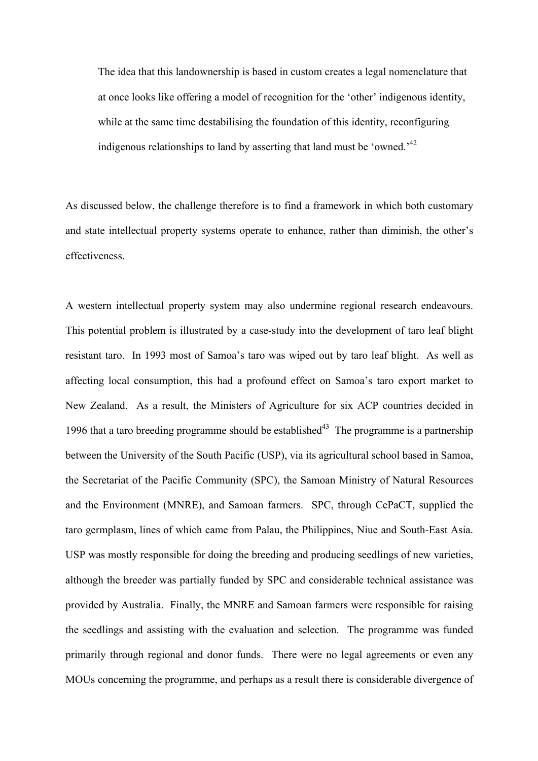> The idea that this landownership is based in custom creates a legal nomenclature that at once looks like offering a model of recognition for the 'other' indigenous identity, while at the same time destabilising the foundation of this identity, reconfiguring indigenous relationships to land by asserting that land must be 'owned.'[42]

As discussed below, the challenge therefore is to find a framework in which both customary and state intellectual property systems operate to enhance, rather than diminish, the other's effectiveness.

A western intellectual property system may also undermine regional research endeavours. This potential problem is illustrated by a case-study into the development of taro leaf blight resistant taro. In 1993 most of Samoa's taro was wiped out by taro leaf blight. As well as affecting local consumption, this had a profound effect on Samoa's taro export market to New Zealand. As a result, the Ministers of Agriculture for six ACP countries decided in 1996 that a taro breeding programme should be established[43] The programme is a partnership between the University of the South Pacific (USP), via its agricultural school based in Samoa, the Secretariat of the Pacific Community (SPC), the Samoan Ministry of Natural Resources and the Environment (MNRE), and Samoan farmers. SPC, through CePaCT, supplied the taro germplasm, lines of which came from Palau, the Philippines, Niue and South-East Asia. USP was mostly responsible for doing the breeding and producing seedlings of new varieties, although the breeder was partially funded by SPC and considerable technical assistance was provided by Australia. Finally, the MNRE and Samoan farmers were responsible for raising the seedlings and assisting with the evaluation and selection. The programme was funded primarily through regional and donor funds. There were no legal agreements or even any MOUs concerning the programme, and perhaps as a result there is considerable divergence of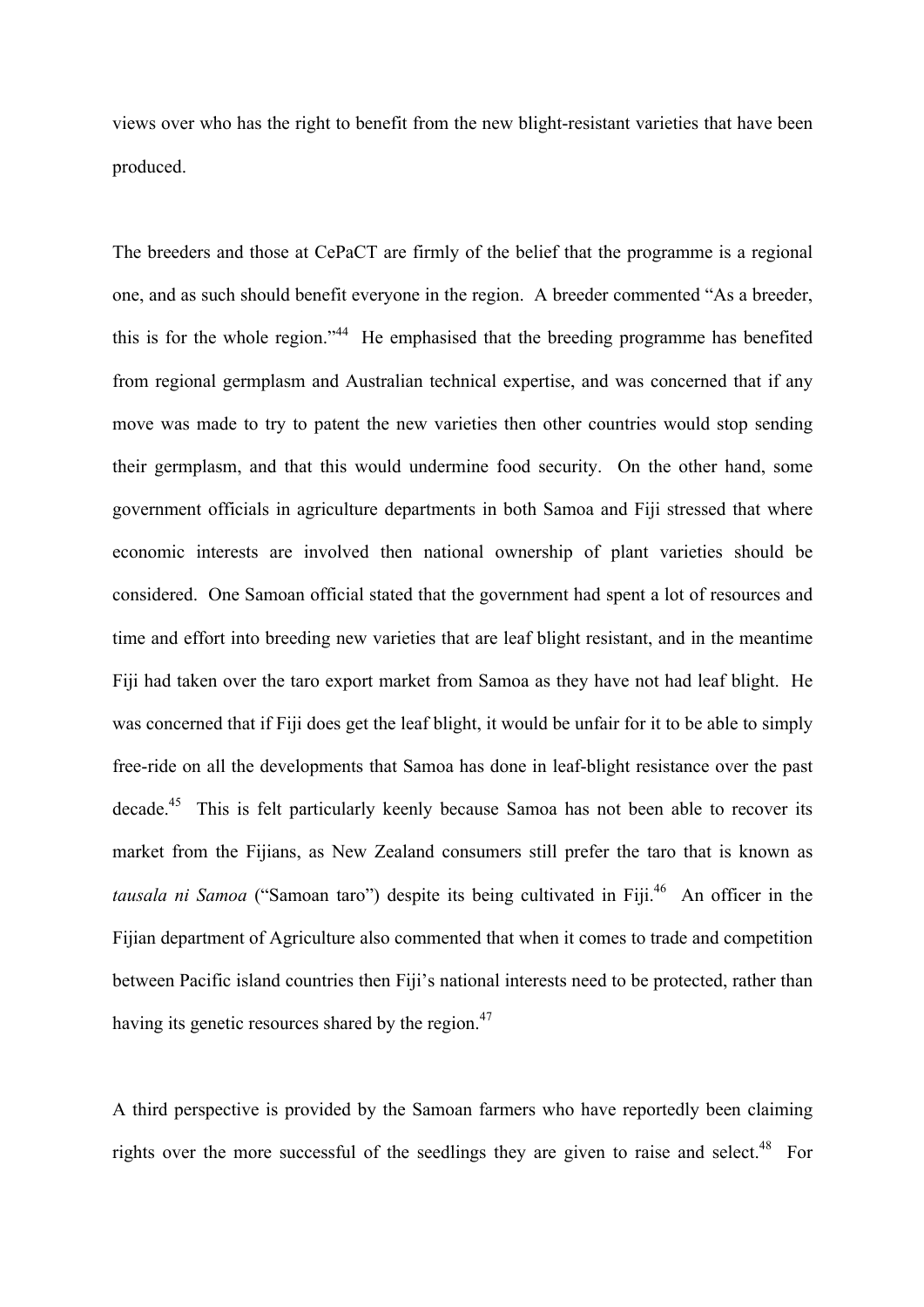views over who has the right to benefit from the new blight-resistant varieties that have been produced.

The breeders and those at CePaCT are firmly of the belief that the programme is a regional one, and as such should benefit everyone in the region. A breeder commented "As a breeder, this is for the whole region."[44] He emphasised that the breeding programme has benefited from regional germplasm and Australian technical expertise, and was concerned that if any move was made to try to patent the new varieties then other countries would stop sending their germplasm, and that this would undermine food security. On the other hand, some government officials in agriculture departments in both Samoa and Fiji stressed that where economic interests are involved then national ownership of plant varieties should be considered. One Samoan official stated that the government had spent a lot of resources and time and effort into breeding new varieties that are leaf blight resistant, and in the meantime Fiji had taken over the taro export market from Samoa as they have not had leaf blight. He was concerned that if Fiji does get the leaf blight, it would be unfair for it to be able to simply free-ride on all the developments that Samoa has done in leaf-blight resistance over the past decade.[45] This is felt particularly keenly because Samoa has not been able to recover its market from the Fijians, as New Zealand consumers still prefer the taro that is known as *tausala ni Samoa* ("Samoan taro") despite its being cultivated in Fiji.[46] An officer in the Fijian department of Agriculture also commented that when it comes to trade and competition between Pacific island countries then Fiji's national interests need to be protected, rather than having its genetic resources shared by the region.[47]

A third perspective is provided by the Samoan farmers who have reportedly been claiming rights over the more successful of the seedlings they are given to raise and select.[48] For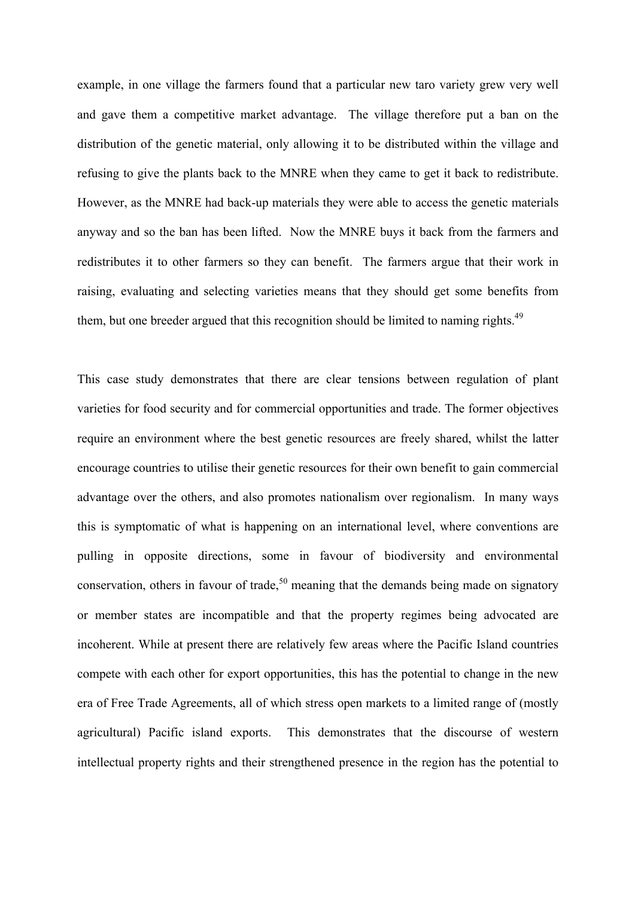example, in one village the farmers found that a particular new taro variety grew very well and gave them a competitive market advantage. The village therefore put a ban on the distribution of the genetic material, only allowing it to be distributed within the village and refusing to give the plants back to the MNRE when they came to get it back to redistribute. However, as the MNRE had back-up materials they were able to access the genetic materials anyway and so the ban has been lifted. Now the MNRE buys it back from the farmers and redistributes it to other farmers so they can benefit. The farmers argue that their work in raising, evaluating and selecting varieties means that they should get some benefits from them, but one breeder argued that this recognition should be limited to naming rights.[49]

This case study demonstrates that there are clear tensions between regulation of plant varieties for food security and for commercial opportunities and trade. The former objectives require an environment where the best genetic resources are freely shared, whilst the latter encourage countries to utilise their genetic resources for their own benefit to gain commercial advantage over the others, and also promotes nationalism over regionalism. In many ways this is symptomatic of what is happening on an international level, where conventions are pulling in opposite directions, some in favour of biodiversity and environmental conservation, others in favour of trade,[50] meaning that the demands being made on signatory or member states are incompatible and that the property regimes being advocated are incoherent. While at present there are relatively few areas where the Pacific Island countries compete with each other for export opportunities, this has the potential to change in the new era of Free Trade Agreements, all of which stress open markets to a limited range of (mostly agricultural) Pacific island exports. This demonstrates that the discourse of western intellectual property rights and their strengthened presence in the region has the potential to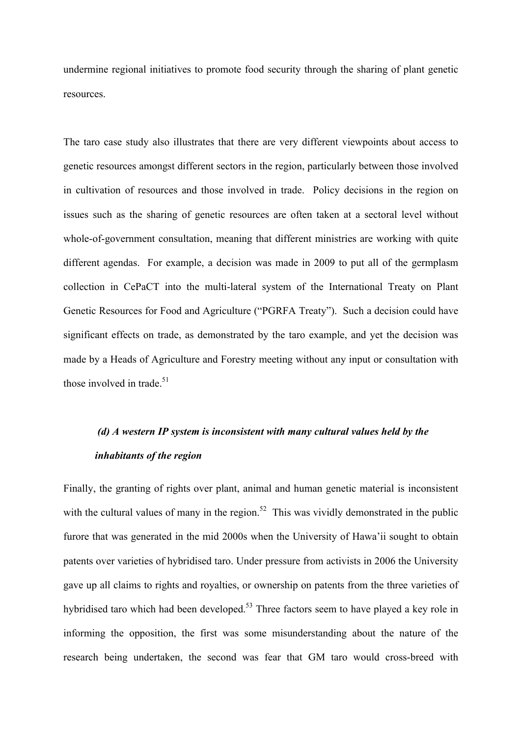undermine regional initiatives to promote food security through the sharing of plant genetic resources.

The taro case study also illustrates that there are very different viewpoints about access to genetic resources amongst different sectors in the region, particularly between those involved in cultivation of resources and those involved in trade. Policy decisions in the region on issues such as the sharing of genetic resources are often taken at a sectoral level without whole-of-government consultation, meaning that different ministries are working with quite different agendas. For example, a decision was made in 2009 to put all of the germplasm collection in CePaCT into the multi-lateral system of the International Treaty on Plant Genetic Resources for Food and Agriculture ("PGRFA Treaty"). Such a decision could have significant effects on trade, as demonstrated by the taro example, and yet the decision was made by a Heads of Agriculture and Forestry meeting without any input or consultation with those involved in trade.[51]

***(d) A western IP system is inconsistent with many cultural values held by the inhabitants of the region***

Finally, the granting of rights over plant, animal and human genetic material is inconsistent with the cultural values of many in the region.[52] This was vividly demonstrated in the public furore that was generated in the mid 2000s when the University of Hawa'ii sought to obtain patents over varieties of hybridised taro. Under pressure from activists in 2006 the University gave up all claims to rights and royalties, or ownership on patents from the three varieties of hybridised taro which had been developed.[53] Three factors seem to have played a key role in informing the opposition, the first was some misunderstanding about the nature of the research being undertaken, the second was fear that GM taro would cross-breed with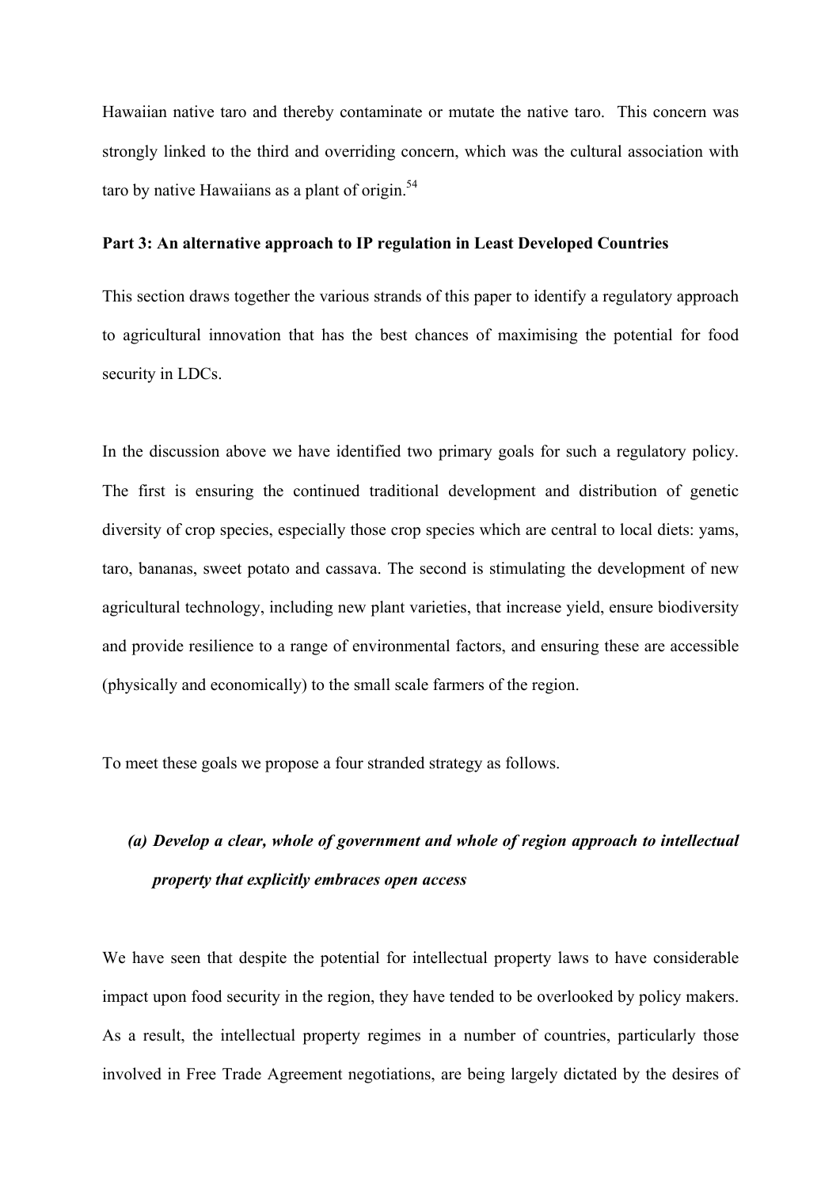Hawaiian native taro and thereby contaminate or mutate the native taro. This concern was strongly linked to the third and overriding concern, which was the cultural association with taro by native Hawaiians as a plant of origin.[54]

## Part 3: An alternative approach to IP regulation in Least Developed Countries

This section draws together the various strands of this paper to identify a regulatory approach to agricultural innovation that has the best chances of maximising the potential for food security in LDCs.

In the discussion above we have identified two primary goals for such a regulatory policy. The first is ensuring the continued traditional development and distribution of genetic diversity of crop species, especially those crop species which are central to local diets: yams, taro, bananas, sweet potato and cassava. The second is stimulating the development of new agricultural technology, including new plant varieties, that increase yield, ensure biodiversity and provide resilience to a range of environmental factors, and ensuring these are accessible (physically and economically) to the small scale farmers of the region.

To meet these goals we propose a four stranded strategy as follows.

### *(a) Develop a clear, whole of government and whole of region approach to intellectual property that explicitly embraces open access*

We have seen that despite the potential for intellectual property laws to have considerable impact upon food security in the region, they have tended to be overlooked by policy makers. As a result, the intellectual property regimes in a number of countries, particularly those involved in Free Trade Agreement negotiations, are being largely dictated by the desires of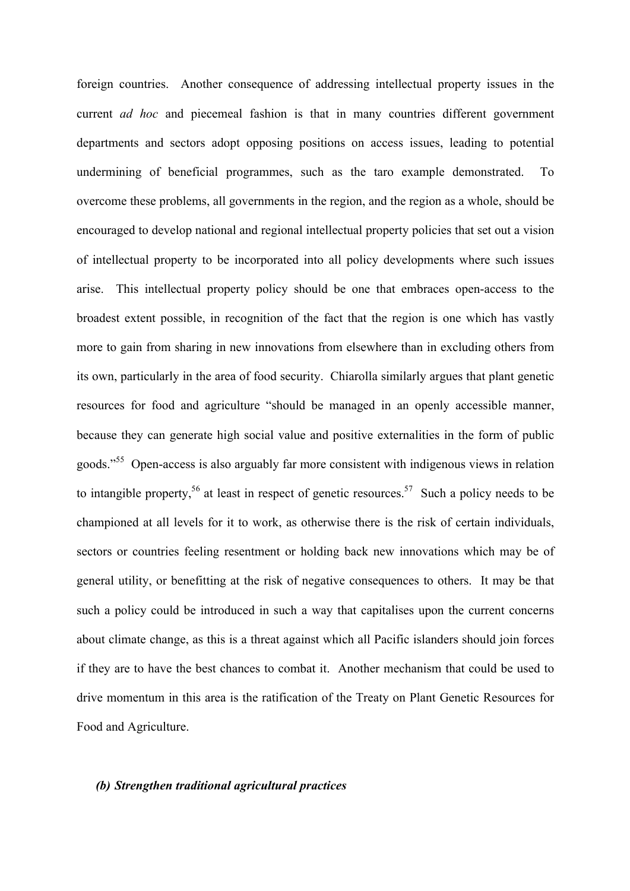foreign countries. Another consequence of addressing intellectual property issues in the current *ad hoc* and piecemeal fashion is that in many countries different government departments and sectors adopt opposing positions on access issues, leading to potential undermining of beneficial programmes, such as the taro example demonstrated. To overcome these problems, all governments in the region, and the region as a whole, should be encouraged to develop national and regional intellectual property policies that set out a vision of intellectual property to be incorporated into all policy developments where such issues arise. This intellectual property policy should be one that embraces open-access to the broadest extent possible, in recognition of the fact that the region is one which has vastly more to gain from sharing in new innovations from elsewhere than in excluding others from its own, particularly in the area of food security. Chiarolla similarly argues that plant genetic resources for food and agriculture "should be managed in an openly accessible manner, because they can generate high social value and positive externalities in the form of public goods."[55] Open-access is also arguably far more consistent with indigenous views in relation to intangible property,[56] at least in respect of genetic resources.[57] Such a policy needs to be championed at all levels for it to work, as otherwise there is the risk of certain individuals, sectors or countries feeling resentment or holding back new innovations which may be of general utility, or benefitting at the risk of negative consequences to others. It may be that such a policy could be introduced in such a way that capitalises upon the current concerns about climate change, as this is a threat against which all Pacific islanders should join forces if they are to have the best chances to combat it. Another mechanism that could be used to drive momentum in this area is the ratification of the Treaty on Plant Genetic Resources for Food and Agriculture.

### *(b) Strengthen traditional agricultural practices*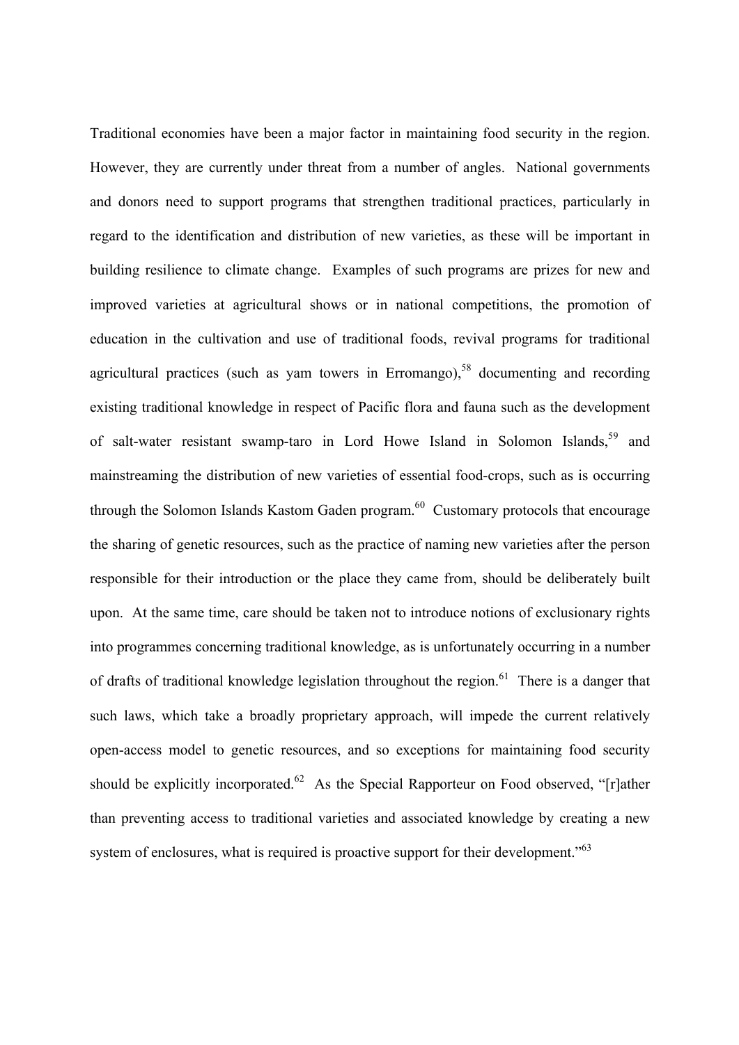Traditional economies have been a major factor in maintaining food security in the region. However, they are currently under threat from a number of angles. National governments and donors need to support programs that strengthen traditional practices, particularly in regard to the identification and distribution of new varieties, as these will be important in building resilience to climate change. Examples of such programs are prizes for new and improved varieties at agricultural shows or in national competitions, the promotion of education in the cultivation and use of traditional foods, revival programs for traditional agricultural practices (such as yam towers in Erromango),[58] documenting and recording existing traditional knowledge in respect of Pacific flora and fauna such as the development of salt-water resistant swamp-taro in Lord Howe Island in Solomon Islands,[59] and mainstreaming the distribution of new varieties of essential food-crops, such as is occurring through the Solomon Islands Kastom Gaden program.[60] Customary protocols that encourage the sharing of genetic resources, such as the practice of naming new varieties after the person responsible for their introduction or the place they came from, should be deliberately built upon. At the same time, care should be taken not to introduce notions of exclusionary rights into programmes concerning traditional knowledge, as is unfortunately occurring in a number of drafts of traditional knowledge legislation throughout the region.[61] There is a danger that such laws, which take a broadly proprietary approach, will impede the current relatively open-access model to genetic resources, and so exceptions for maintaining food security should be explicitly incorporated.[62] As the Special Rapporteur on Food observed, "[r]ather than preventing access to traditional varieties and associated knowledge by creating a new system of enclosures, what is required is proactive support for their development."[63]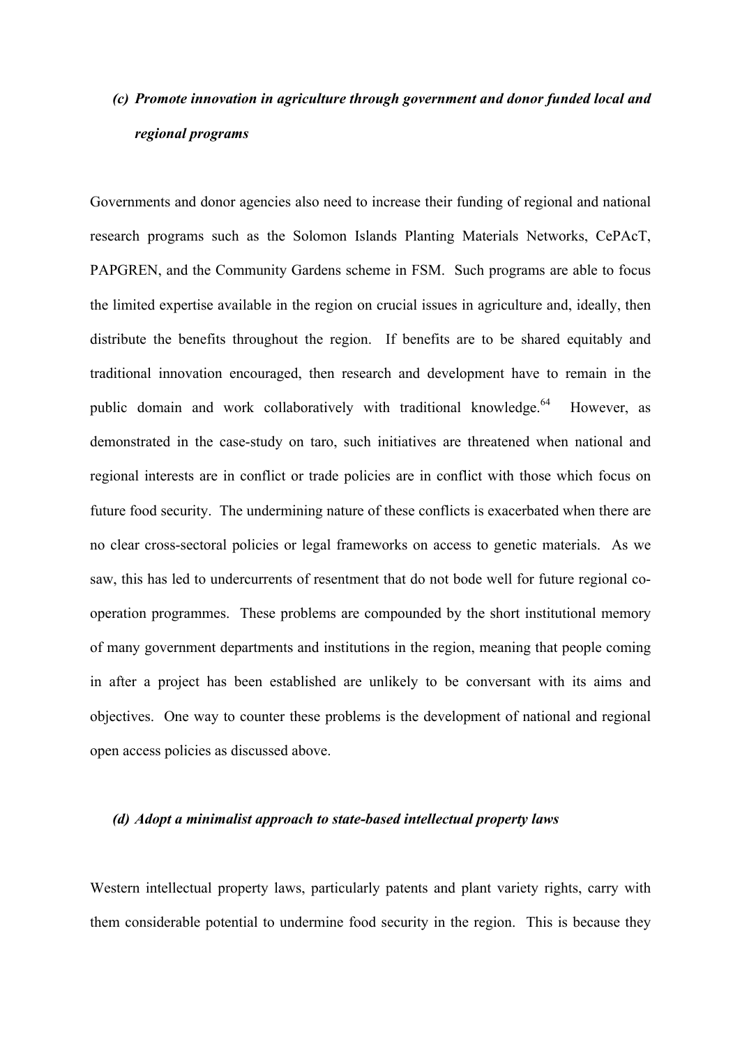### *(c) Promote innovation in agriculture through government and donor funded local and regional programs*

Governments and donor agencies also need to increase their funding of regional and national research programs such as the Solomon Islands Planting Materials Networks, CePAcT, PAPGREN, and the Community Gardens scheme in FSM. Such programs are able to focus the limited expertise available in the region on crucial issues in agriculture and, ideally, then distribute the benefits throughout the region. If benefits are to be shared equitably and traditional innovation encouraged, then research and development have to remain in the public domain and work collaboratively with traditional knowledge.[64] However, as demonstrated in the case-study on taro, such initiatives are threatened when national and regional interests are in conflict or trade policies are in conflict with those which focus on future food security. The undermining nature of these conflicts is exacerbated when there are no clear cross-sectoral policies or legal frameworks on access to genetic materials. As we saw, this has led to undercurrents of resentment that do not bode well for future regional co-operation programmes. These problems are compounded by the short institutional memory of many government departments and institutions in the region, meaning that people coming in after a project has been established are unlikely to be conversant with its aims and objectives. One way to counter these problems is the development of national and regional open access policies as discussed above.

### *(d) Adopt a minimalist approach to state-based intellectual property laws*

Western intellectual property laws, particularly patents and plant variety rights, carry with them considerable potential to undermine food security in the region. This is because they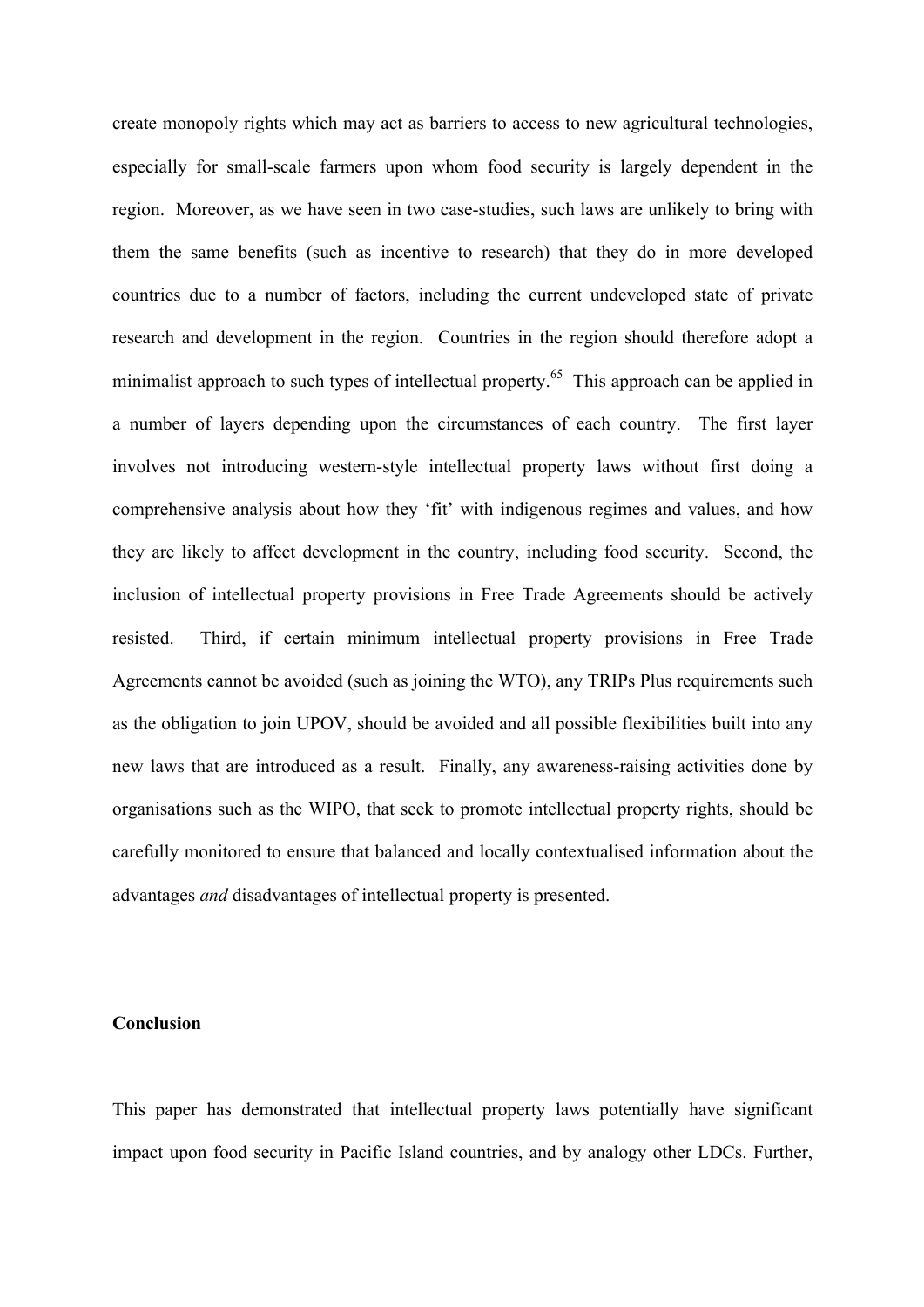create monopoly rights which may act as barriers to access to new agricultural technologies, especially for small-scale farmers upon whom food security is largely dependent in the region. Moreover, as we have seen in two case-studies, such laws are unlikely to bring with them the same benefits (such as incentive to research) that they do in more developed countries due to a number of factors, including the current undeveloped state of private research and development in the region. Countries in the region should therefore adopt a minimalist approach to such types of intellectual property.[65] This approach can be applied in a number of layers depending upon the circumstances of each country. The first layer involves not introducing western-style intellectual property laws without first doing a comprehensive analysis about how they 'fit' with indigenous regimes and values, and how they are likely to affect development in the country, including food security. Second, the inclusion of intellectual property provisions in Free Trade Agreements should be actively resisted. Third, if certain minimum intellectual property provisions in Free Trade Agreements cannot be avoided (such as joining the WTO), any TRIPs Plus requirements such as the obligation to join UPOV, should be avoided and all possible flexibilities built into any new laws that are introduced as a result. Finally, any awareness-raising activities done by organisations such as the WIPO, that seek to promote intellectual property rights, should be carefully monitored to ensure that balanced and locally contextualised information about the advantages *and* disadvantages of intellectual property is presented.

**Conclusion**

This paper has demonstrated that intellectual property laws potentially have significant impact upon food security in Pacific Island countries, and by analogy other LDCs. Further,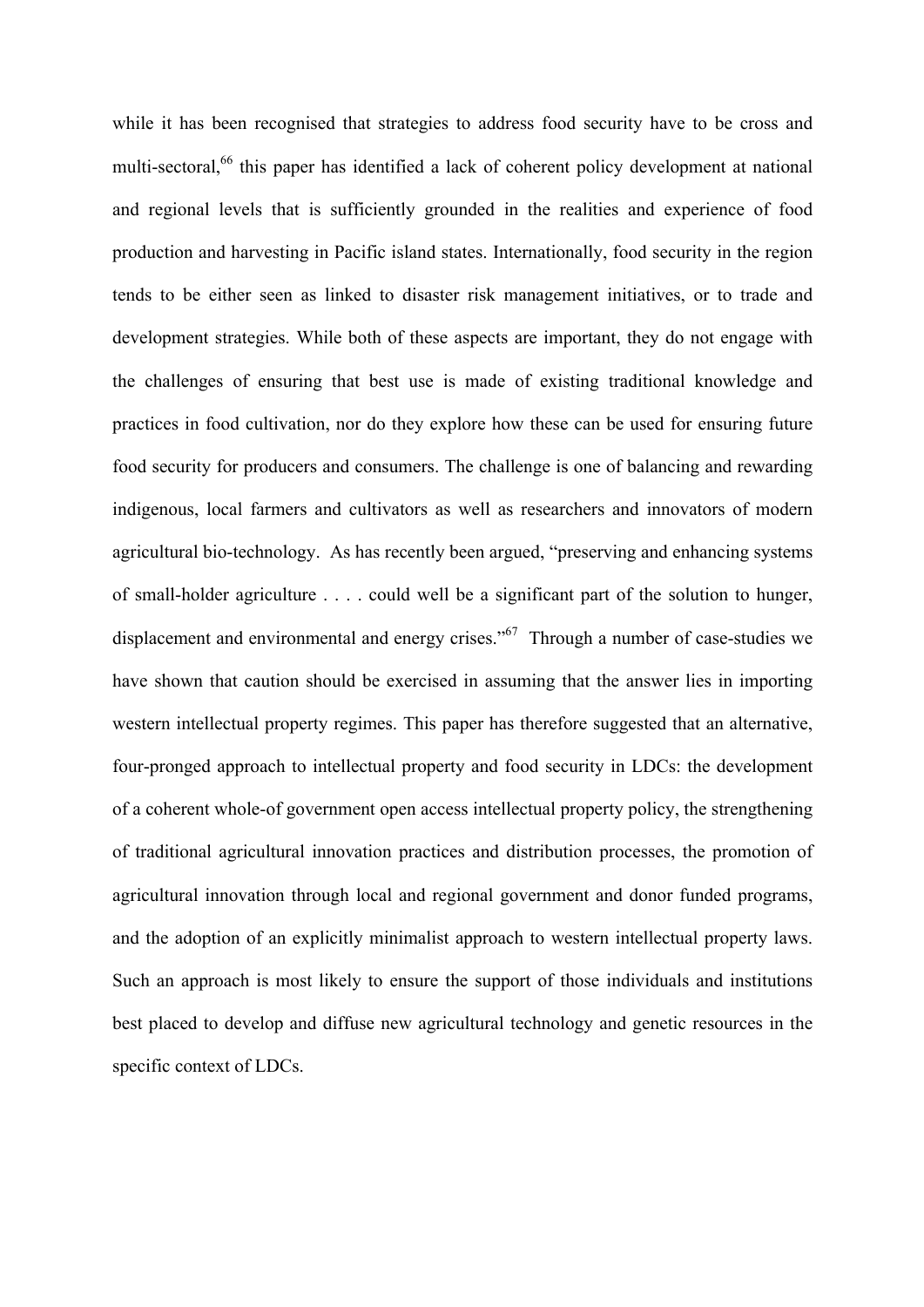while it has been recognised that strategies to address food security have to be cross and multi-sectoral,[66] this paper has identified a lack of coherent policy development at national and regional levels that is sufficiently grounded in the realities and experience of food production and harvesting in Pacific island states. Internationally, food security in the region tends to be either seen as linked to disaster risk management initiatives, or to trade and development strategies. While both of these aspects are important, they do not engage with the challenges of ensuring that best use is made of existing traditional knowledge and practices in food cultivation, nor do they explore how these can be used for ensuring future food security for producers and consumers. The challenge is one of balancing and rewarding indigenous, local farmers and cultivators as well as researchers and innovators of modern agricultural bio-technology. As has recently been argued, "preserving and enhancing systems of small-holder agriculture . . . . could well be a significant part of the solution to hunger, displacement and environmental and energy crises."[67] Through a number of case-studies we have shown that caution should be exercised in assuming that the answer lies in importing western intellectual property regimes. This paper has therefore suggested that an alternative, four-pronged approach to intellectual property and food security in LDCs: the development of a coherent whole-of government open access intellectual property policy, the strengthening of traditional agricultural innovation practices and distribution processes, the promotion of agricultural innovation through local and regional government and donor funded programs, and the adoption of an explicitly minimalist approach to western intellectual property laws. Such an approach is most likely to ensure the support of those individuals and institutions best placed to develop and diffuse new agricultural technology and genetic resources in the specific context of LDCs.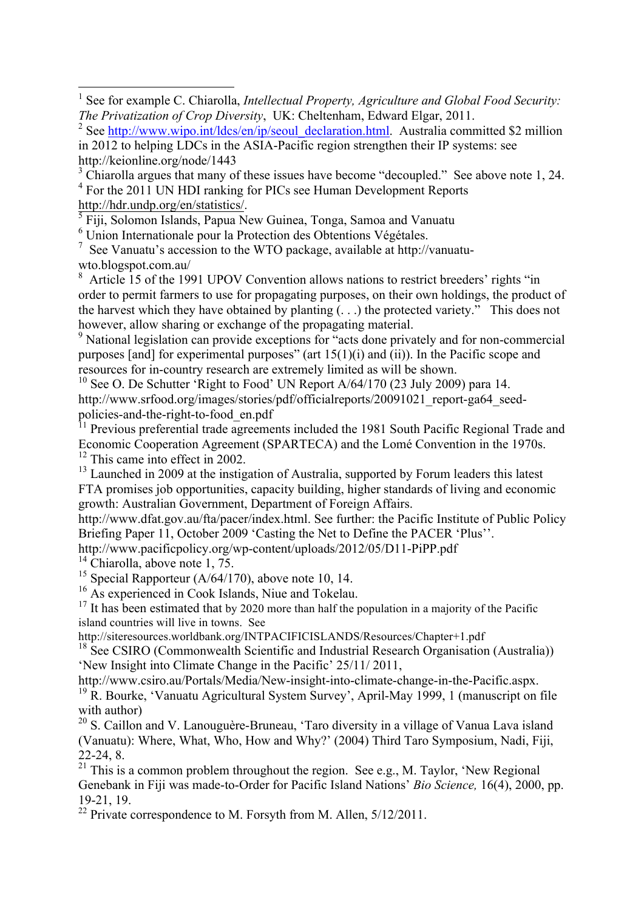[1] See for example C. Chiarolla, *Intellectual Property, Agriculture and Global Food Security: The Privatization of Crop Diversity*, UK: Cheltenham, Edward Elgar, 2011.

[2] See http://www.wipo.int/ldcs/en/ip/seoul_declaration.html. Australia committed $2 million in 2012 to helping LDCs in the ASIA-Pacific region strengthen their IP systems: see http://keionline.org/node/1443

[3] Chiarolla argues that many of these issues have become "decoupled." See above note 1, 24.

[4] For the 2011 UN HDI ranking for PICs see Human Development Reports http://hdr.undp.org/en/statistics/.

[5] Fiji, Solomon Islands, Papua New Guinea, Tonga, Samoa and Vanuatu

[6] Union Internationale pour la Protection des Obtentions Végétales.

[7] See Vanuatu's accession to the WTO package, available at http://vanuatu-wto.blogspot.com.au/

[8] Article 15 of the 1991 UPOV Convention allows nations to restrict breeders' rights "in order to permit farmers to use for propagating purposes, on their own holdings, the product of the harvest which they have obtained by planting (. . .) the protected variety." This does not however, allow sharing or exchange of the propagating material.

[9] National legislation can provide exceptions for "acts done privately and for non-commercial purposes [and] for experimental purposes" (art 15(1)(i) and (ii)). In the Pacific scope and resources for in-country research are extremely limited as will be shown.

[10] See O. De Schutter 'Right to Food' UN Report A/64/170 (23 July 2009) para 14. http://www.srfood.org/images/stories/pdf/officialreports/20091021_report-ga64_seed-policies-and-the-right-to-food_en.pdf

[11] Previous preferential trade agreements included the 1981 South Pacific Regional Trade and Economic Cooperation Agreement (SPARTECA) and the Lomé Convention in the 1970s.

[12] This came into effect in 2002.

[13] Launched in 2009 at the instigation of Australia, supported by Forum leaders this latest FTA promises job opportunities, capacity building, higher standards of living and economic growth: Australian Government, Department of Foreign Affairs. http://www.dfat.gov.au/fta/pacer/index.html. See further: the Pacific Institute of Public Policy Briefing Paper 11, October 2009 'Casting the Net to Define the PACER 'Plus''. http://www.pacificpolicy.org/wp-content/uploads/2012/05/D11-PiPP.pdf

[14] Chiarolla, above note 1, 75.

[15] Special Rapporteur (A/64/170), above note 10, 14.

[16] As experienced in Cook Islands, Niue and Tokelau.

[17] It has been estimated that by 2020 more than half the population in a majority of the Pacific island countries will live in towns. See http://siteresources.worldbank.org/INTPACIFICISLANDS/Resources/Chapter+1.pdf

[18] See CSIRO (Commonwealth Scientific and Industrial Research Organisation (Australia)) 'New Insight into Climate Change in the Pacific' 25/11/ 2011, http://www.csiro.au/Portals/Media/New-insight-into-climate-change-in-the-Pacific.aspx.

[19] R. Bourke, 'Vanuatu Agricultural System Survey', April-May 1999, 1 (manuscript on file with author)

[20] S. Caillon and V. Lanouguère-Bruneau, 'Taro diversity in a village of Vanua Lava island (Vanuatu): Where, What, Who, How and Why?' (2004) Third Taro Symposium, Nadi, Fiji, 22-24, 8.

[21] This is a common problem throughout the region. See e.g., M. Taylor, 'New Regional Genebank in Fiji was made-to-Order for Pacific Island Nations' *Bio Science,* 16(4), 2000, pp. 19-21, 19.

[22] Private correspondence to M. Forsyth from M. Allen, 5/12/2011.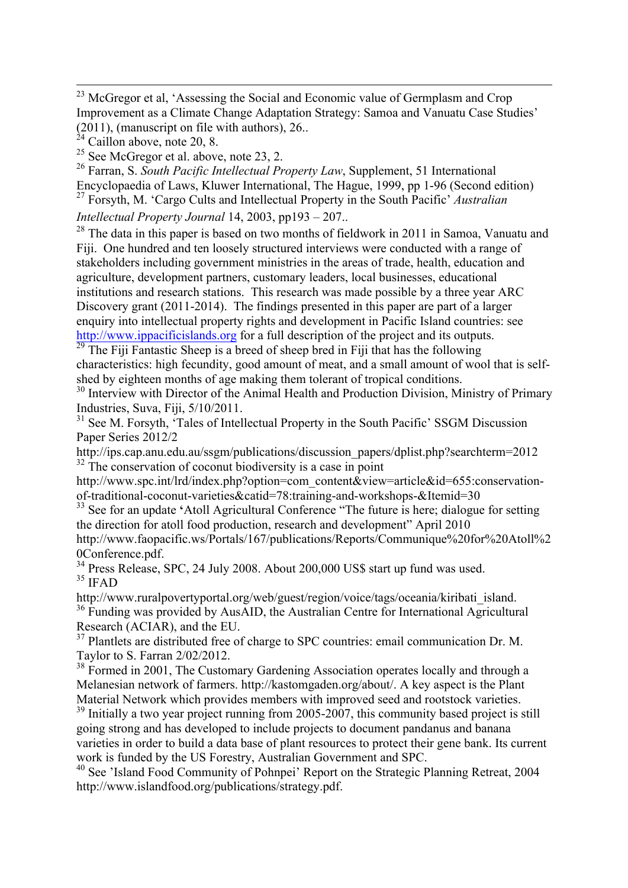[23] McGregor et al, 'Assessing the Social and Economic value of Germplasm and Crop Improvement as a Climate Change Adaptation Strategy: Samoa and Vanuatu Case Studies' (2011), (manuscript on file with authors), 26..

[24] Caillon above, note 20, 8.

[25] See McGregor et al. above, note 23, 2.

[26] Farran, S. *South Pacific Intellectual Property Law*, Supplement, 51 International Encyclopaedia of Laws, Kluwer International, The Hague, 1999, pp 1-96 (Second edition)

[27] Forsyth, M. 'Cargo Cults and Intellectual Property in the South Pacific' *Australian Intellectual Property Journal* 14, 2003, pp193 – 207..

[28] The data in this paper is based on two months of fieldwork in 2011 in Samoa, Vanuatu and Fiji. One hundred and ten loosely structured interviews were conducted with a range of stakeholders including government ministries in the areas of trade, health, education and agriculture, development partners, customary leaders, local businesses, educational institutions and research stations. This research was made possible by a three year ARC Discovery grant (2011-2014). The findings presented in this paper are part of a larger enquiry into intellectual property rights and development in Pacific Island countries: see http://www.ippacificislands.org for a full description of the project and its outputs.

[29] The Fiji Fantastic Sheep is a breed of sheep bred in Fiji that has the following characteristics: high fecundity, good amount of meat, and a small amount of wool that is self-shed by eighteen months of age making them tolerant of tropical conditions.

[30] Interview with Director of the Animal Health and Production Division, Ministry of Primary Industries, Suva, Fiji, 5/10/2011.

[31] See M. Forsyth, 'Tales of Intellectual Property in the South Pacific' SSGM Discussion Paper Series 2012/2 http://ips.cap.anu.edu.au/ssgm/publications/discussion_papers/dplist.php?searchterm=2012

[32] The conservation of coconut biodiversity is a case in point http://www.spc.int/lrd/index.php?option=com_content&view=article&id=655:conservation-of-traditional-coconut-varieties&catid=78:training-and-workshops-&Itemid=30

[33] See for an update 'Atoll Agricultural Conference "The future is here; dialogue for setting the direction for atoll food production, research and development" April 2010 http://www.faopacific.ws/Portals/167/publications/Reports/Communique%20for%20Atoll%20Conference.pdf.

[34] Press Release, SPC, 24 July 2008. About 200,000 US$ start up fund was used.

[35] IFAD http://www.ruralpovertyportal.org/web/guest/region/voice/tags/oceania/kiribati_island.

[36] Funding was provided by AusAID, the Australian Centre for International Agricultural Research (ACIAR), and the EU.

[37] Plantlets are distributed free of charge to SPC countries: email communication Dr. M. Taylor to S. Farran 2/02/2012.

[38] Formed in 2001, The Customary Gardening Association operates locally and through a Melanesian network of farmers. http://kastomgaden.org/about/. A key aspect is the Plant Material Network which provides members with improved seed and rootstock varieties.

[39] Initially a two year project running from 2005-2007, this community based project is still going strong and has developed to include projects to document pandanus and banana varieties in order to build a data base of plant resources to protect their gene bank. Its current work is funded by the US Forestry, Australian Government and SPC.

[40] See 'Island Food Community of Pohnpei' Report on the Strategic Planning Retreat, 2004 http://www.islandfood.org/publications/strategy.pdf.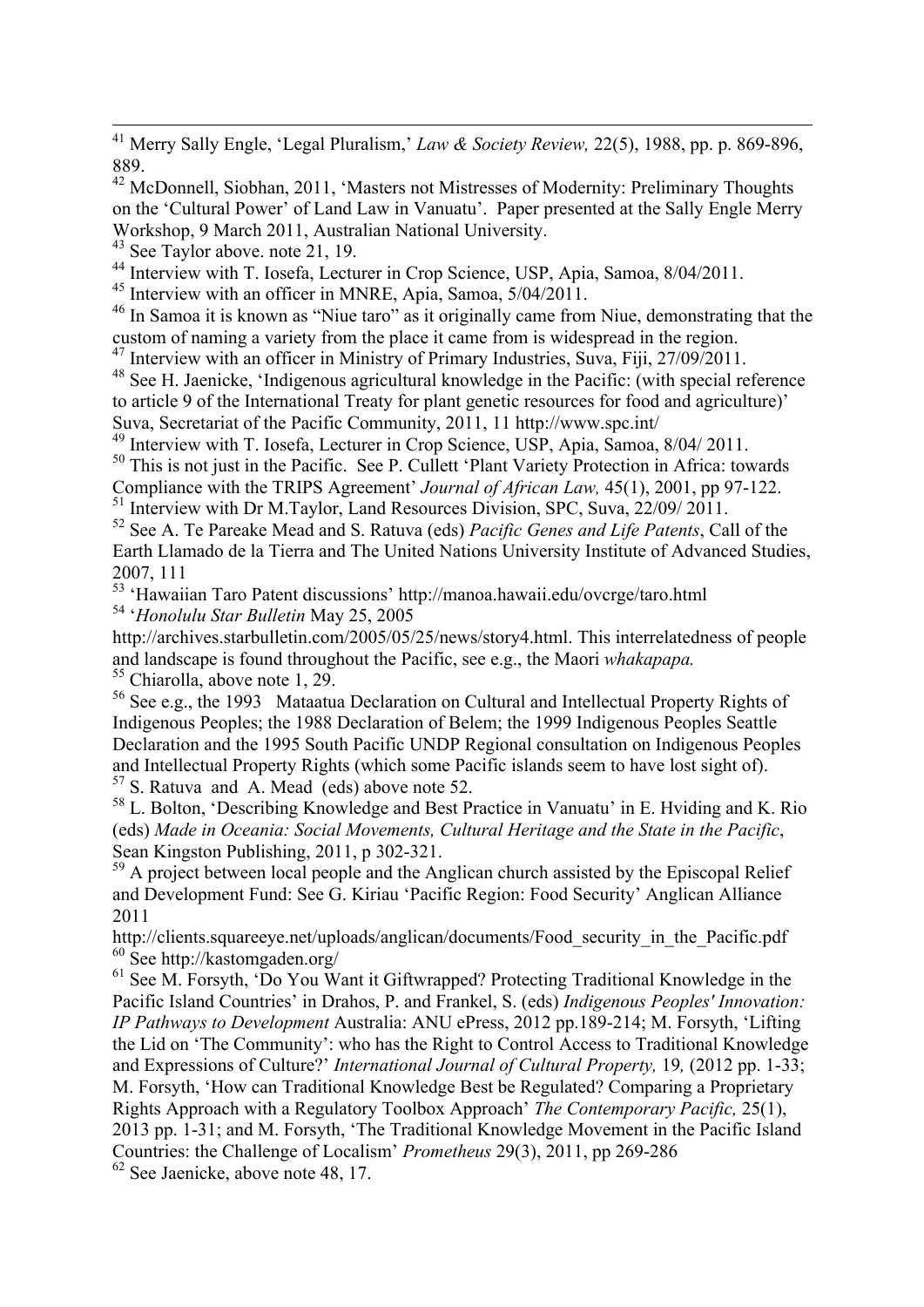[41] Merry Sally Engle, 'Legal Pluralism,' *Law & Society Review,* 22(5), 1988, pp. p. 869-896, 889.

[42] McDonnell, Siobhan, 2011, 'Masters not Mistresses of Modernity: Preliminary Thoughts on the 'Cultural Power' of Land Law in Vanuatu'. Paper presented at the Sally Engle Merry Workshop, 9 March 2011, Australian National University.

[43] See Taylor above. note 21, 19.

[44] Interview with T. Iosefa, Lecturer in Crop Science, USP, Apia, Samoa, 8/04/2011.

[45] Interview with an officer in MNRE, Apia, Samoa, 5/04/2011.

[46] In Samoa it is known as "Niue taro" as it originally came from Niue, demonstrating that the custom of naming a variety from the place it came from is widespread in the region.

[47] Interview with an officer in Ministry of Primary Industries, Suva, Fiji, 27/09/2011.

[48] See H. Jaenicke, 'Indigenous agricultural knowledge in the Pacific: (with special reference to article 9 of the International Treaty for plant genetic resources for food and agriculture)' Suva, Secretariat of the Pacific Community, 2011, 11 http://www.spc.int/

[49] Interview with T. Iosefa, Lecturer in Crop Science, USP, Apia, Samoa, 8/04/ 2011.

[50] This is not just in the Pacific. See P. Cullett 'Plant Variety Protection in Africa: towards Compliance with the TRIPS Agreement' *Journal of African Law,* 45(1), 2001, pp 97-122.

[51] Interview with Dr M.Taylor, Land Resources Division, SPC, Suva, 22/09/ 2011.

[52] See A. Te Pareake Mead and S. Ratuva (eds) *Pacific Genes and Life Patents*, Call of the Earth Llamado de la Tierra and The United Nations University Institute of Advanced Studies, 2007, 111

[53] 'Hawaiian Taro Patent discussions' http://manoa.hawaii.edu/ovcrge/taro.html

[54] '*Honolulu Star Bulletin* May 25, 2005 http://archives.starbulletin.com/2005/05/25/news/story4.html. This interrelatedness of people and landscape is found throughout the Pacific, see e.g., the Maori *whakapapa.*

[55] Chiarolla, above note 1, 29.

[56] See e.g., the 1993 Mataatua Declaration on Cultural and Intellectual Property Rights of Indigenous Peoples; the 1988 Declaration of Belem; the 1999 Indigenous Peoples Seattle Declaration and the 1995 South Pacific UNDP Regional consultation on Indigenous Peoples and Intellectual Property Rights (which some Pacific islands seem to have lost sight of).

[57] S. Ratuva and A. Mead (eds) above note 52.

[58] L. Bolton, 'Describing Knowledge and Best Practice in Vanuatu' in E. Hviding and K. Rio (eds) *Made in Oceania: Social Movements, Cultural Heritage and the State in the Pacific*, Sean Kingston Publishing, 2011, p 302-321.

[59] A project between local people and the Anglican church assisted by the Episcopal Relief and Development Fund: See G. Kiriau 'Pacific Region: Food Security' Anglican Alliance 2011 http://clients.squareeye.net/uploads/anglican/documents/Food_security_in_the_Pacific.pdf

[60] See http://kastomgaden.org/

[61] See M. Forsyth, 'Do You Want it Giftwrapped? Protecting Traditional Knowledge in the Pacific Island Countries' in Drahos, P. and Frankel, S. (eds) *Indigenous Peoples' Innovation: IP Pathways to Development* Australia: ANU ePress, 2012 pp.189-214; M. Forsyth, 'Lifting the Lid on 'The Community': who has the Right to Control Access to Traditional Knowledge and Expressions of Culture?' *International Journal of Cultural Property,* 19*,* (2012 pp. 1-33; M. Forsyth, 'How can Traditional Knowledge Best be Regulated? Comparing a Proprietary Rights Approach with a Regulatory Toolbox Approach' *The Contemporary Pacific,* 25(1), 2013 pp. 1-31; and M. Forsyth, 'The Traditional Knowledge Movement in the Pacific Island Countries: the Challenge of Localism' *Prometheus* 29(3), 2011, pp 269-286

[62] See Jaenicke, above note 48, 17.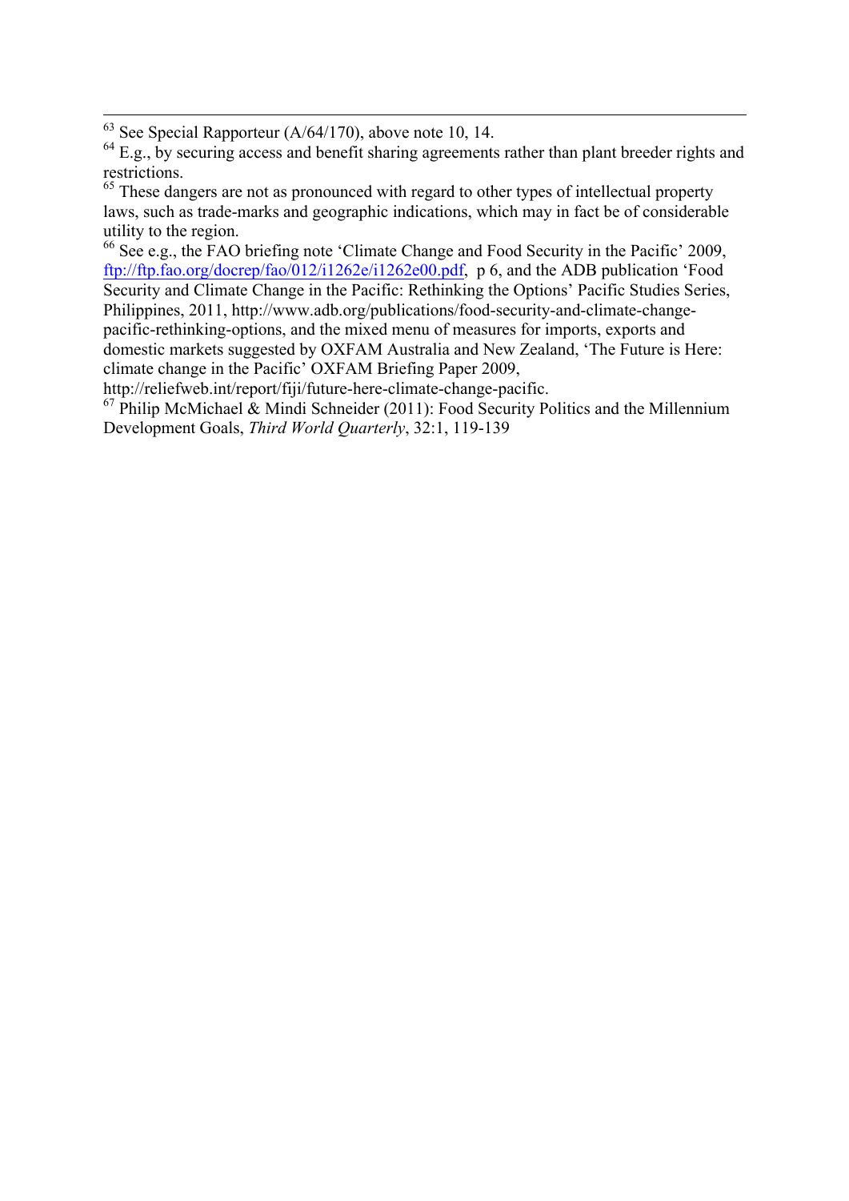[63] See Special Rapporteur (A/64/170), above note 10, 14.

[64] E.g., by securing access and benefit sharing agreements rather than plant breeder rights and restrictions.

[65] These dangers are not as pronounced with regard to other types of intellectual property laws, such as trade-marks and geographic indications, which may in fact be of considerable utility to the region.

[66] See e.g., the FAO briefing note 'Climate Change and Food Security in the Pacific' 2009, ftp://ftp.fao.org/docrep/fao/012/i1262e/i1262e00.pdf, p 6, and the ADB publication 'Food Security and Climate Change in the Pacific: Rethinking the Options' Pacific Studies Series, Philippines, 2011, http://www.adb.org/publications/food-security-and-climate-change-pacific-rethinking-options, and the mixed menu of measures for imports, exports and domestic markets suggested by OXFAM Australia and New Zealand, 'The Future is Here: climate change in the Pacific' OXFAM Briefing Paper 2009, http://reliefweb.int/report/fiji/future-here-climate-change-pacific.

[67] Philip McMichael & Mindi Schneider (2011): Food Security Politics and the Millennium Development Goals, *Third World Quarterly*, 32:1, 119-139